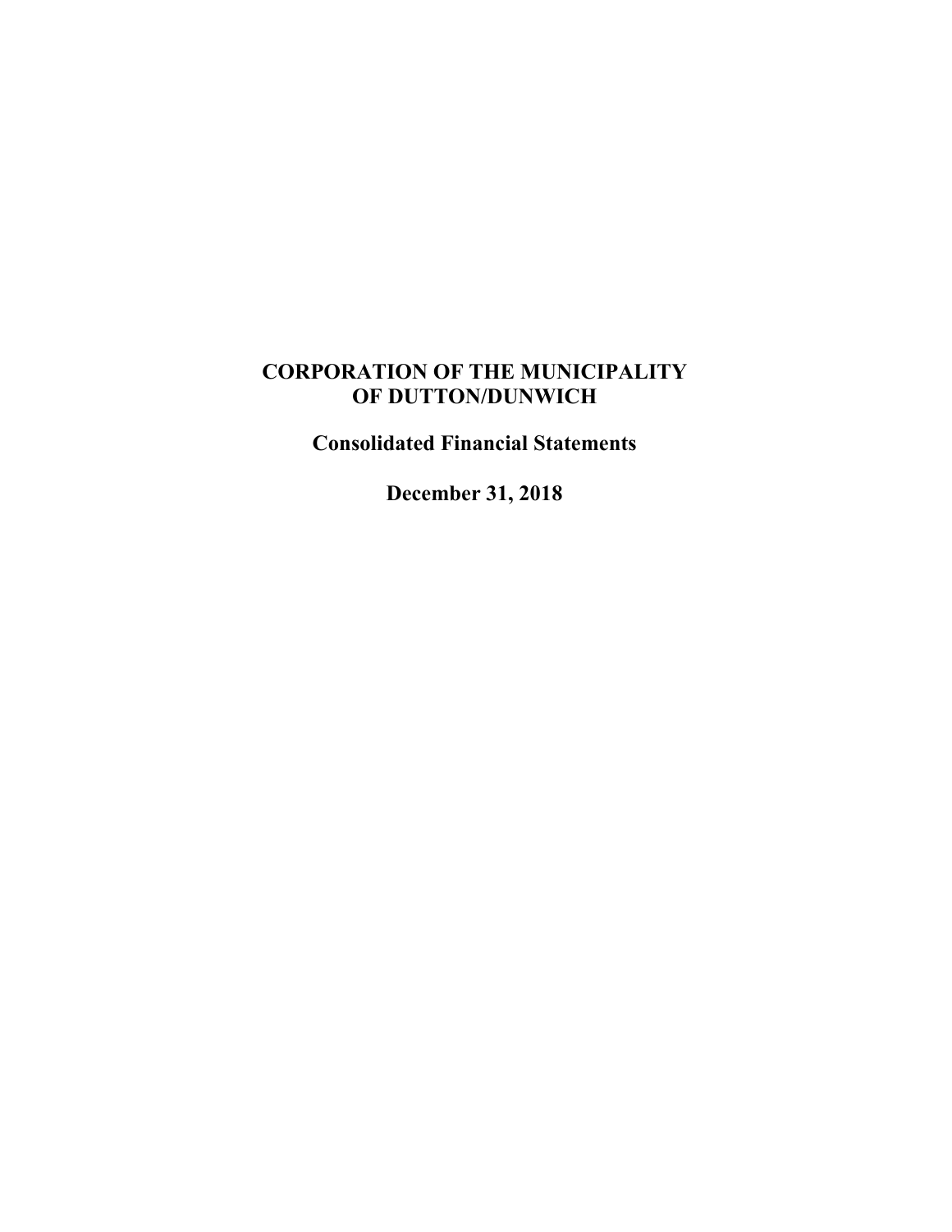# CORPORATION OF THE MUNICIPALITY OF DUTTON/DUNWICH

## Consolidated Financial Statements

## December 31, 2018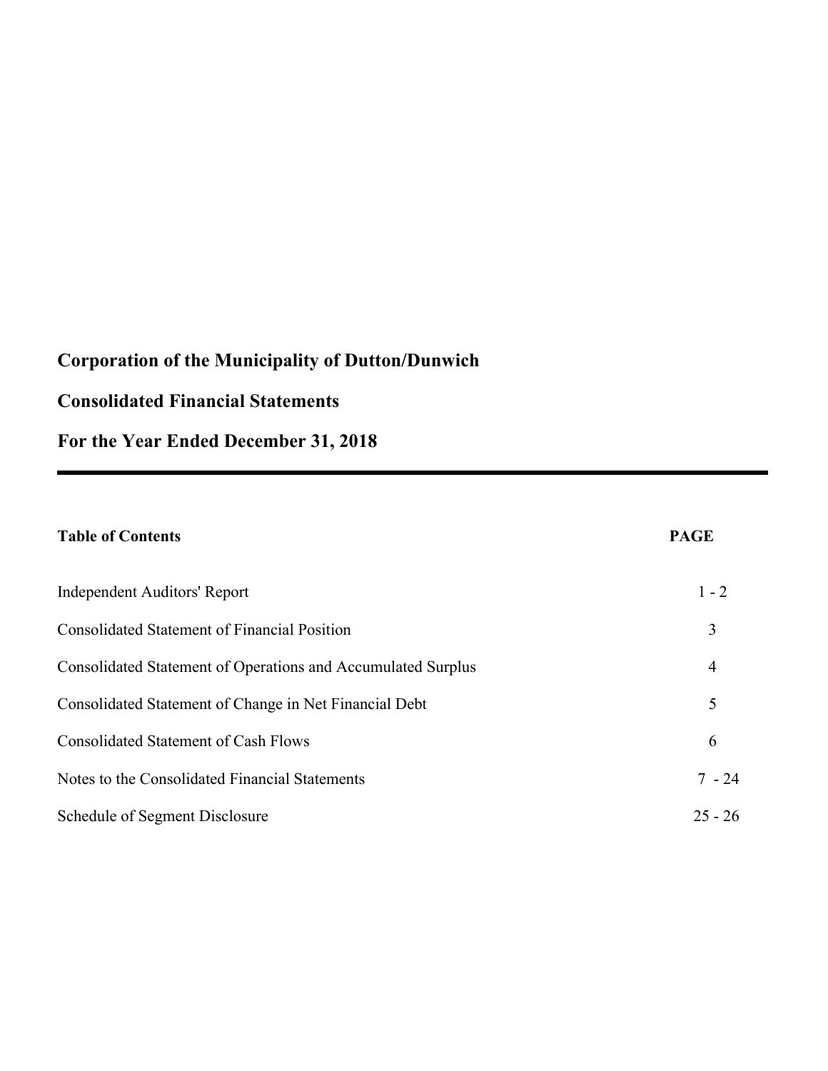# Corporation of the Municipality of Dutton/Dunwich

## Consolidated Financial Statements

## For the Year Ended December 31, 2018

---

| **Table of Contents** | **PAGE** |
|---|---|
| Independent Auditors' Report | 1 - 2 |
| Consolidated Statement of Financial Position | 3 |
| Consolidated Statement of Operations and Accumulated Surplus | 4 |
| Consolidated Statement of Change in Net Financial Debt | 5 |
| Consolidated Statement of Cash Flows | 6 |
| Notes to the Consolidated Financial Statements | 7 - 24 |
| Schedule of Segment Disclosure | 25 - 26 |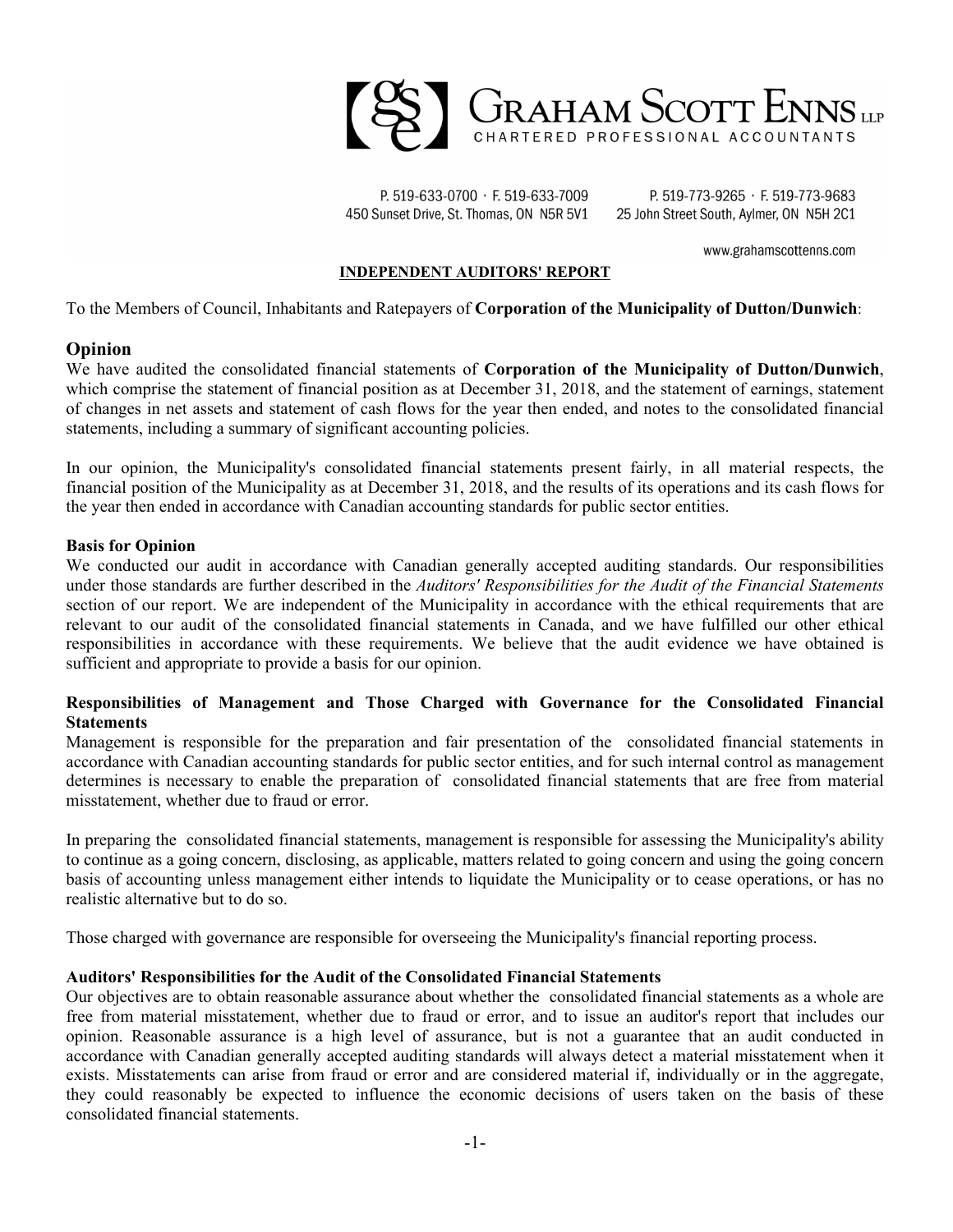**GRAHAM SCOTT ENNS LLP**
CHARTERED PROFESSIONAL ACCOUNTANTS

P. 519-633-0700 · F. 519-633-7009
450 Sunset Drive, St. Thomas, ON N5R 5V1

P. 519-773-9265 · F. 519-773-9683
25 John Street South, Aylmer, ON N5H 2C1

www.grahamscottenns.com

## INDEPENDENT AUDITORS' REPORT

To the Members of Council, Inhabitants and Ratepayers of **Corporation of the Municipality of Dutton/Dunwich**:

### Opinion

We have audited the consolidated financial statements of **Corporation of the Municipality of Dutton/Dunwich**, which comprise the statement of financial position as at December 31, 2018, and the statement of earnings, statement of changes in net assets and statement of cash flows for the year then ended, and notes to the consolidated financial statements, including a summary of significant accounting policies.

In our opinion, the Municipality's consolidated financial statements present fairly, in all material respects, the financial position of the Municipality as at December 31, 2018, and the results of its operations and its cash flows for the year then ended in accordance with Canadian accounting standards for public sector entities.

**Basis for Opinion**

We conducted our audit in accordance with Canadian generally accepted auditing standards. Our responsibilities under those standards are further described in the *Auditors' Responsibilities for the Audit of the Financial Statements* section of our report. We are independent of the Municipality in accordance with the ethical requirements that are relevant to our audit of the consolidated financial statements in Canada, and we have fulfilled our other ethical responsibilities in accordance with these requirements. We believe that the audit evidence we have obtained is sufficient and appropriate to provide a basis for our opinion.

**Responsibilities of Management and Those Charged with Governance for the Consolidated Financial Statements**

Management is responsible for the preparation and fair presentation of the consolidated financial statements in accordance with Canadian accounting standards for public sector entities, and for such internal control as management determines is necessary to enable the preparation of consolidated financial statements that are free from material misstatement, whether due to fraud or error.

In preparing the consolidated financial statements, management is responsible for assessing the Municipality's ability to continue as a going concern, disclosing, as applicable, matters related to going concern and using the going concern basis of accounting unless management either intends to liquidate the Municipality or to cease operations, or has no realistic alternative but to do so.

Those charged with governance are responsible for overseeing the Municipality's financial reporting process.

**Auditors' Responsibilities for the Audit of the Consolidated Financial Statements**

Our objectives are to obtain reasonable assurance about whether the consolidated financial statements as a whole are free from material misstatement, whether due to fraud or error, and to issue an auditor's report that includes our opinion. Reasonable assurance is a high level of assurance, but is not a guarantee that an audit conducted in accordance with Canadian generally accepted auditing standards will always detect a material misstatement when it exists. Misstatements can arise from fraud or error and are considered material if, individually or in the aggregate, they could reasonably be expected to influence the economic decisions of users taken on the basis of these consolidated financial statements.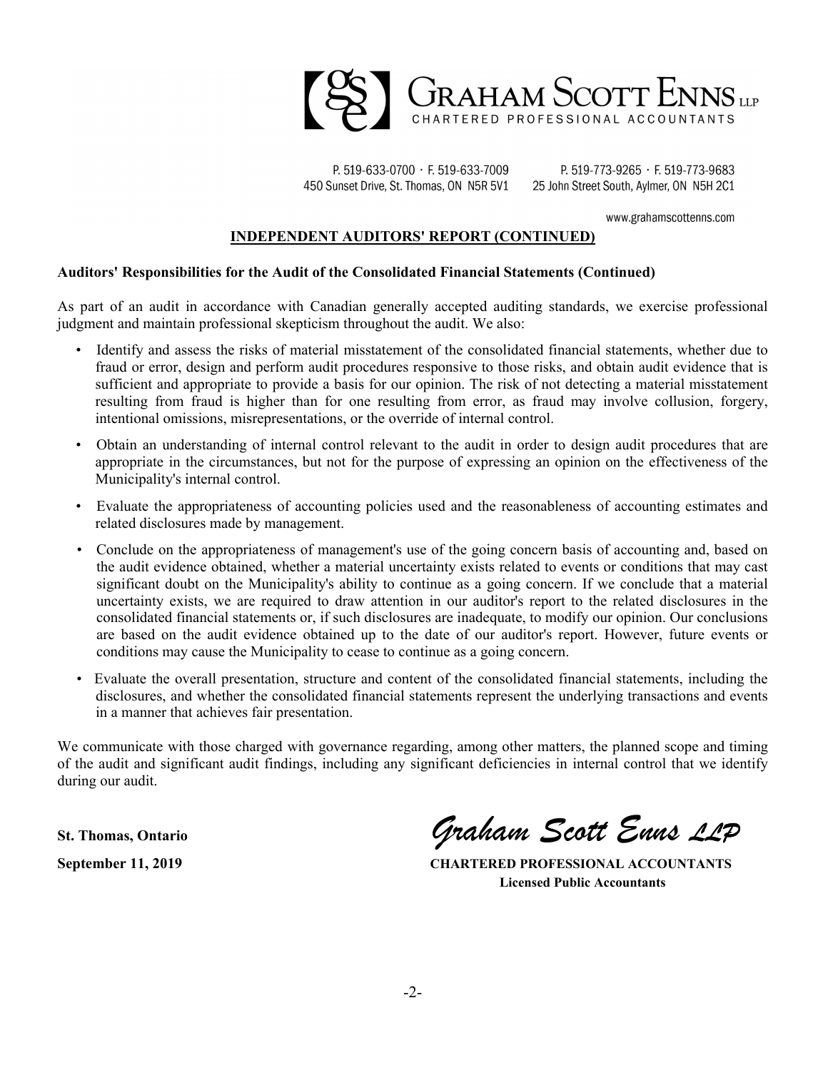## INDEPENDENT AUDITORS' REPORT (CONTINUED)

**Auditors' Responsibilities for the Audit of the Consolidated Financial Statements (Continued)**

As part of an audit in accordance with Canadian generally accepted auditing standards, we exercise professional judgment and maintain professional skepticism throughout the audit. We also:

- Identify and assess the risks of material misstatement of the consolidated financial statements, whether due to fraud or error, design and perform audit procedures responsive to those risks, and obtain audit evidence that is sufficient and appropriate to provide a basis for our opinion. The risk of not detecting a material misstatement resulting from fraud is higher than for one resulting from error, as fraud may involve collusion, forgery, intentional omissions, misrepresentations, or the override of internal control.
- Obtain an understanding of internal control relevant to the audit in order to design audit procedures that are appropriate in the circumstances, but not for the purpose of expressing an opinion on the effectiveness of the Municipality's internal control.
- Evaluate the appropriateness of accounting policies used and the reasonableness of accounting estimates and related disclosures made by management.
- Conclude on the appropriateness of management's use of the going concern basis of accounting and, based on the audit evidence obtained, whether a material uncertainty exists related to events or conditions that may cast significant doubt on the Municipality's ability to continue as a going concern. If we conclude that a material uncertainty exists, we are required to draw attention in our auditor's report to the related disclosures in the consolidated financial statements or, if such disclosures are inadequate, to modify our opinion. Our conclusions are based on the audit evidence obtained up to the date of our auditor's report. However, future events or conditions may cause the Municipality to cease to continue as a going concern.
- Evaluate the overall presentation, structure and content of the consolidated financial statements, including the disclosures, and whether the consolidated financial statements represent the underlying transactions and events in a manner that achieves fair presentation.

We communicate with those charged with governance regarding, among other matters, the planned scope and timing of the audit and significant audit findings, including any significant deficiencies in internal control that we identify during our audit.

**St. Thomas, Ontario**

**September 11, 2019**

*Graham Scott Enns LLP*

**CHARTERED PROFESSIONAL ACCOUNTANTS**
**Licensed Public Accountants**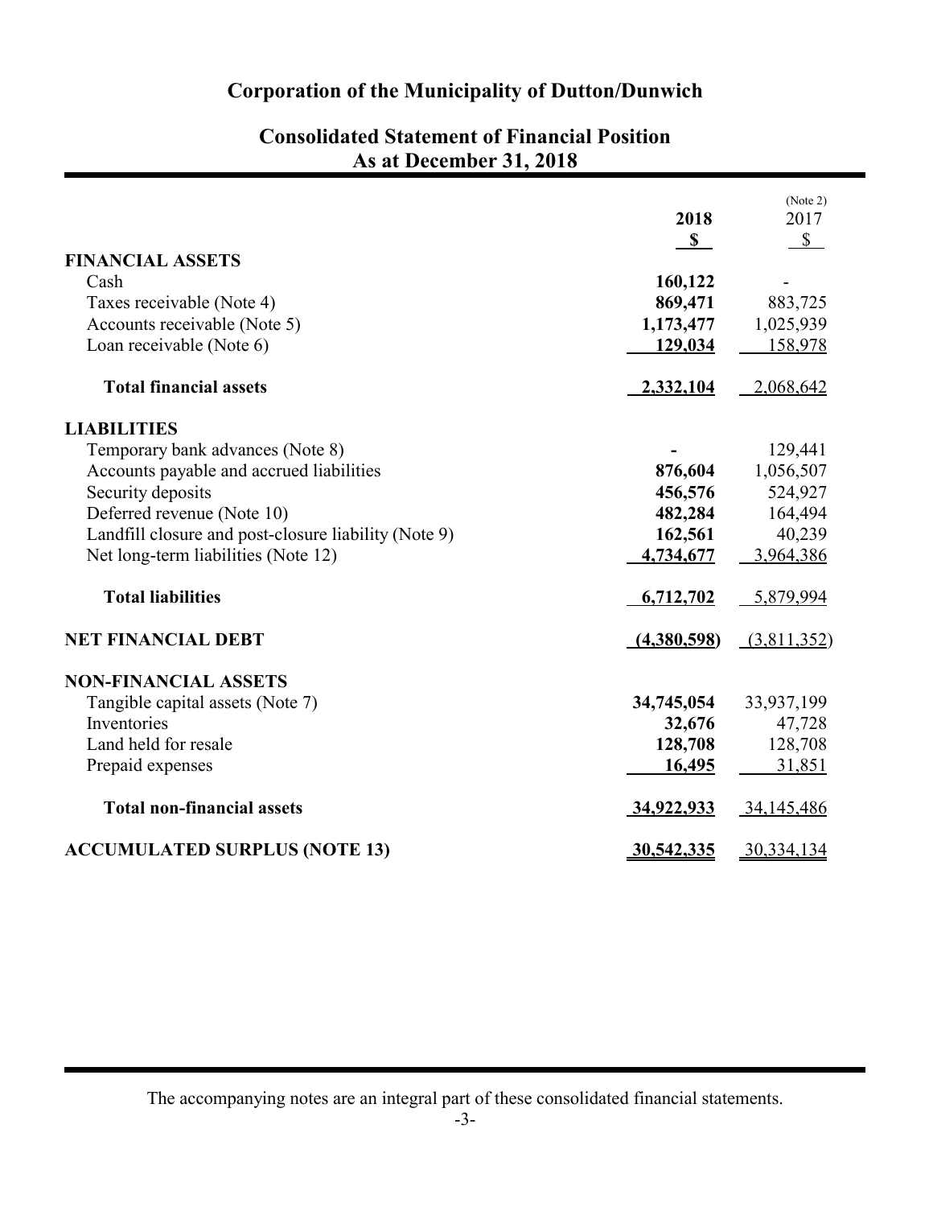# Corporation of the Municipality of Dutton/Dunwich

## Consolidated Statement of Financial Position
## As at December 31, 2018

| | 2018 | (Note 2) 2017 |
|---|---|---|
| | **$** | $ |
| **FINANCIAL ASSETS** | | |
| Cash | **160,122** | - |
| Taxes receivable (Note 4) | **869,471** | 883,725 |
| Accounts receivable (Note 5) | **1,173,477** | 1,025,939 |
| Loan receivable (Note 6) | **129,034** | 158,978 |
| **Total financial assets** | **2,332,104** | 2,068,642 |
| **LIABILITIES** | | |
| Temporary bank advances (Note 8) | **-** | 129,441 |
| Accounts payable and accrued liabilities | **876,604** | 1,056,507 |
| Security deposits | **456,576** | 524,927 |
| Deferred revenue (Note 10) | **482,284** | 164,494 |
| Landfill closure and post-closure liability (Note 9) | **162,561** | 40,239 |
| Net long-term liabilities (Note 12) | **4,734,677** | 3,964,386 |
| **Total liabilities** | **6,712,702** | 5,879,994 |
| **NET FINANCIAL DEBT** | **(4,380,598)** | (3,811,352) |
| **NON-FINANCIAL ASSETS** | | |
| Tangible capital assets (Note 7) | **34,745,054** | 33,937,199 |
| Inventories | **32,676** | 47,728 |
| Land held for resale | **128,708** | 128,708 |
| Prepaid expenses | **16,495** | 31,851 |
| **Total non-financial assets** | **34,922,933** | 34,145,486 |
| **ACCUMULATED SURPLUS (NOTE 13)** | **30,542,335** | 30,334,134 |

The accompanying notes are an integral part of these consolidated financial statements.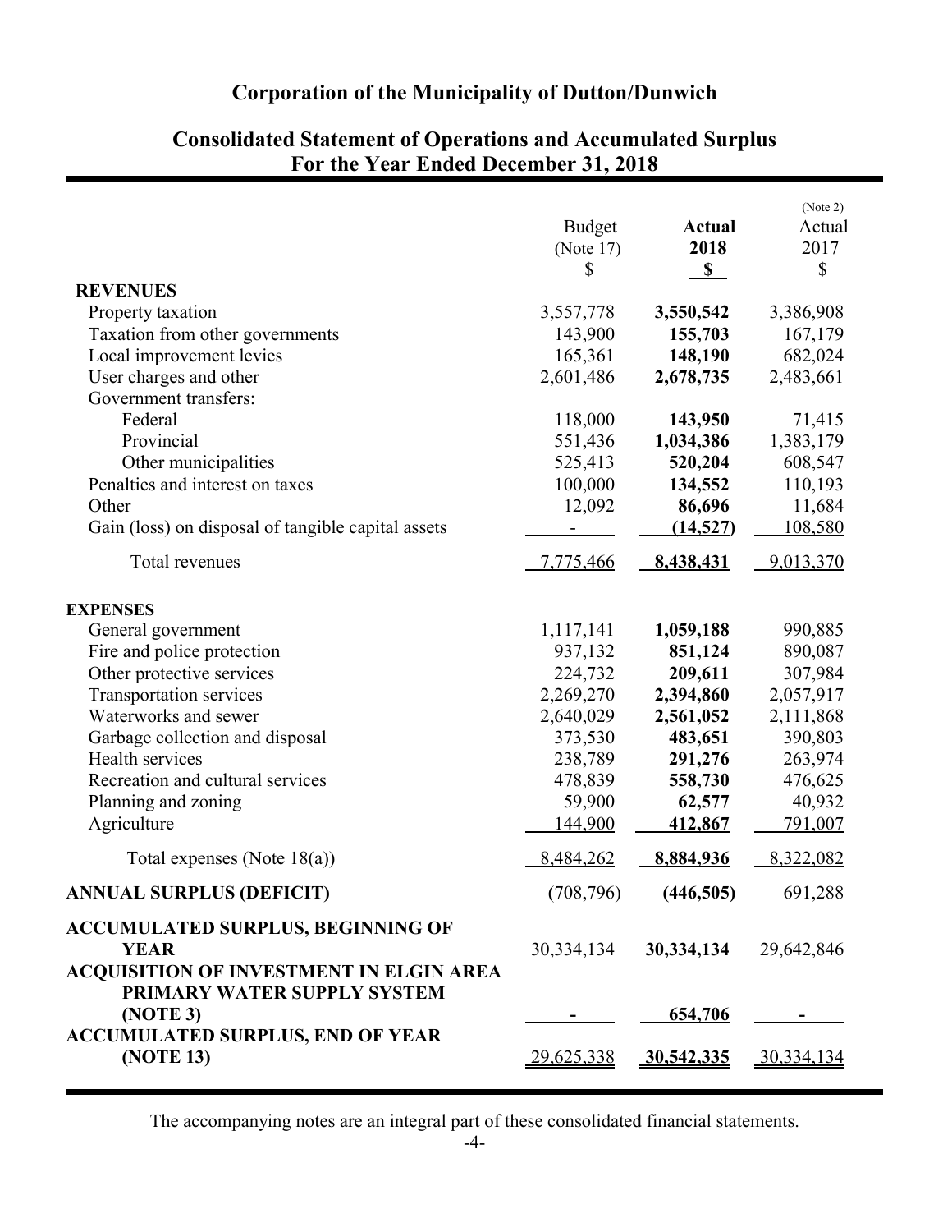# Corporation of the Municipality of Dutton/Dunwich

## Consolidated Statement of Operations and Accumulated Surplus
## For the Year Ended December 31, 2018

| | Budget (Note 17) $ | **Actual 2018 $** | (Note 2) Actual 2017 $ |
|---|---|---|---|
| **REVENUES** | | | |
| Property taxation | 3,557,778 | **3,550,542** | 3,386,908 |
| Taxation from other governments | 143,900 | **155,703** | 167,179 |
| Local improvement levies | 165,361 | **148,190** | 682,024 |
| User charges and other | 2,601,486 | **2,678,735** | 2,483,661 |
| Government transfers: | | | |
| Federal | 118,000 | **143,950** | 71,415 |
| Provincial | 551,436 | **1,034,386** | 1,383,179 |
| Other municipalities | 525,413 | **520,204** | 608,547 |
| Penalties and interest on taxes | 100,000 | **134,552** | 110,193 |
| Other | 12,092 | **86,696** | 11,684 |
| Gain (loss) on disposal of tangible capital assets | - | **(14,527)** | 108,580 |
| Total revenues | 7,775,466 | **8,438,431** | 9,013,370 |
| **EXPENSES** | | | |
| General government | 1,117,141 | **1,059,188** | 990,885 |
| Fire and police protection | 937,132 | **851,124** | 890,087 |
| Other protective services | 224,732 | **209,611** | 307,984 |
| Transportation services | 2,269,270 | **2,394,860** | 2,057,917 |
| Waterworks and sewer | 2,640,029 | **2,561,052** | 2,111,868 |
| Garbage collection and disposal | 373,530 | **483,651** | 390,803 |
| Health services | 238,789 | **291,276** | 263,974 |
| Recreation and cultural services | 478,839 | **558,730** | 476,625 |
| Planning and zoning | 59,900 | **62,577** | 40,932 |
| Agriculture | 144,900 | **412,867** | 791,007 |
| Total expenses (Note 18(a)) | 8,484,262 | **8,884,936** | 8,322,082 |
| **ANNUAL SURPLUS (DEFICIT)** | (708,796) | **(446,505)** | 691,288 |
| **ACCUMULATED SURPLUS, BEGINNING OF YEAR** | 30,334,134 | **30,334,134** | 29,642,846 |
| **ACQUISITION OF INVESTMENT IN ELGIN AREA PRIMARY WATER SUPPLY SYSTEM (NOTE 3)** | - | **654,706** | - |
| **ACCUMULATED SURPLUS, END OF YEAR (NOTE 13)** | 29,625,338 | **30,542,335** | 30,334,134 |

The accompanying notes are an integral part of these consolidated financial statements.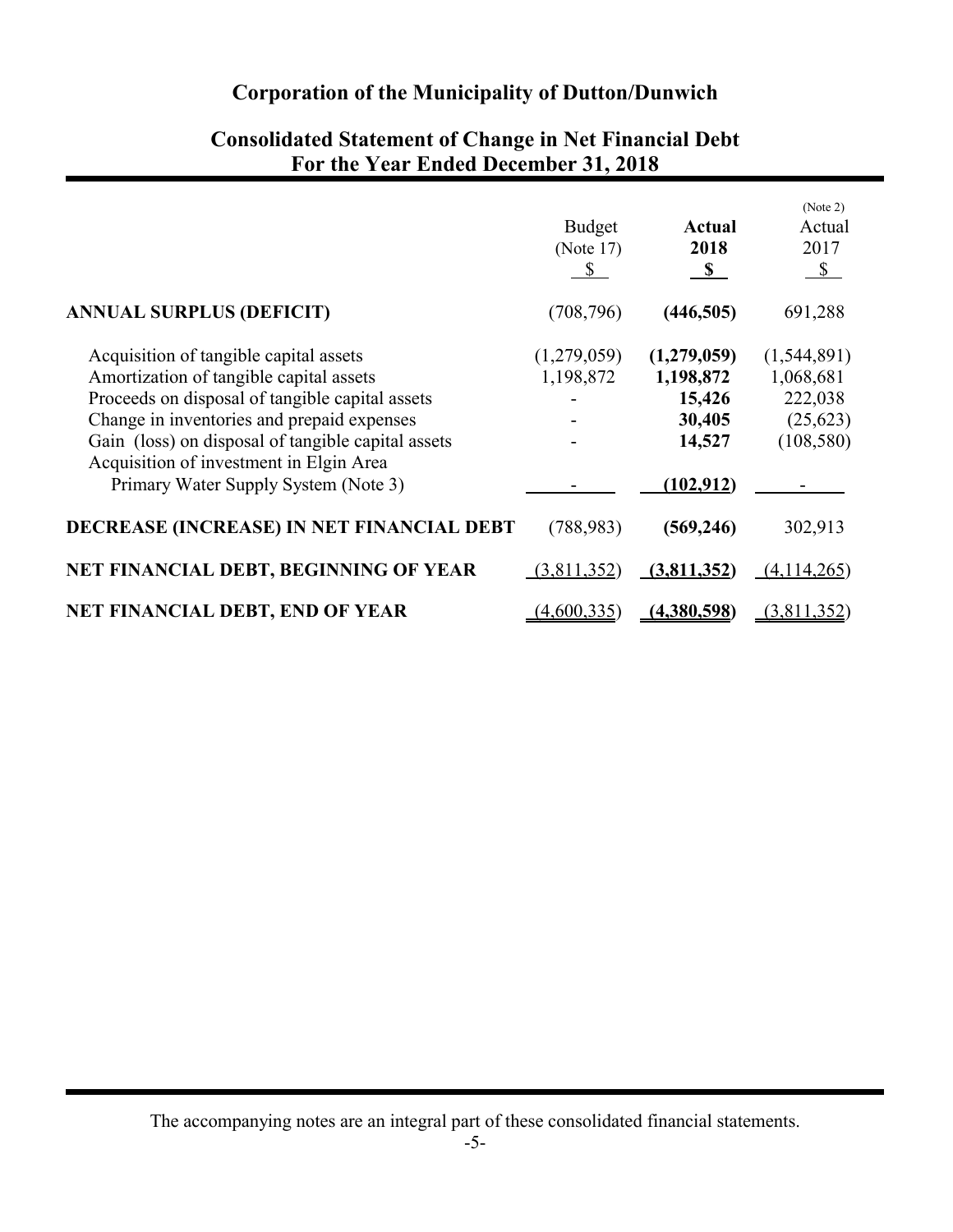# Corporation of the Municipality of Dutton/Dunwich

## Consolidated Statement of Change in Net Financial Debt
## For the Year Ended December 31, 2018

| | Budget (Note 17) $ | **Actual 2018 $** | (Note 2) Actual 2017 $ |
|---|---|---|---|
| **ANNUAL SURPLUS (DEFICIT)** | (708,796) | **(446,505)** | 691,288 |
| Acquisition of tangible capital assets | (1,279,059) | **(1,279,059)** | (1,544,891) |
| Amortization of tangible capital assets | 1,198,872 | **1,198,872** | 1,068,681 |
| Proceeds on disposal of tangible capital assets | - | **15,426** | 222,038 |
| Change in inventories and prepaid expenses | - | **30,405** | (25,623) |
| Gain (loss) on disposal of tangible capital assets | - | **14,527** | (108,580) |
| Acquisition of investment in Elgin Area Primary Water Supply System (Note 3) | - | **(102,912)** | - |
| **DECREASE (INCREASE) IN NET FINANCIAL DEBT** | (788,983) | **(569,246)** | 302,913 |
| **NET FINANCIAL DEBT, BEGINNING OF YEAR** | (3,811,352) | **(3,811,352)** | (4,114,265) |
| **NET FINANCIAL DEBT, END OF YEAR** | (4,600,335) | **(4,380,598)** | (3,811,352) |

The accompanying notes are an integral part of these consolidated financial statements.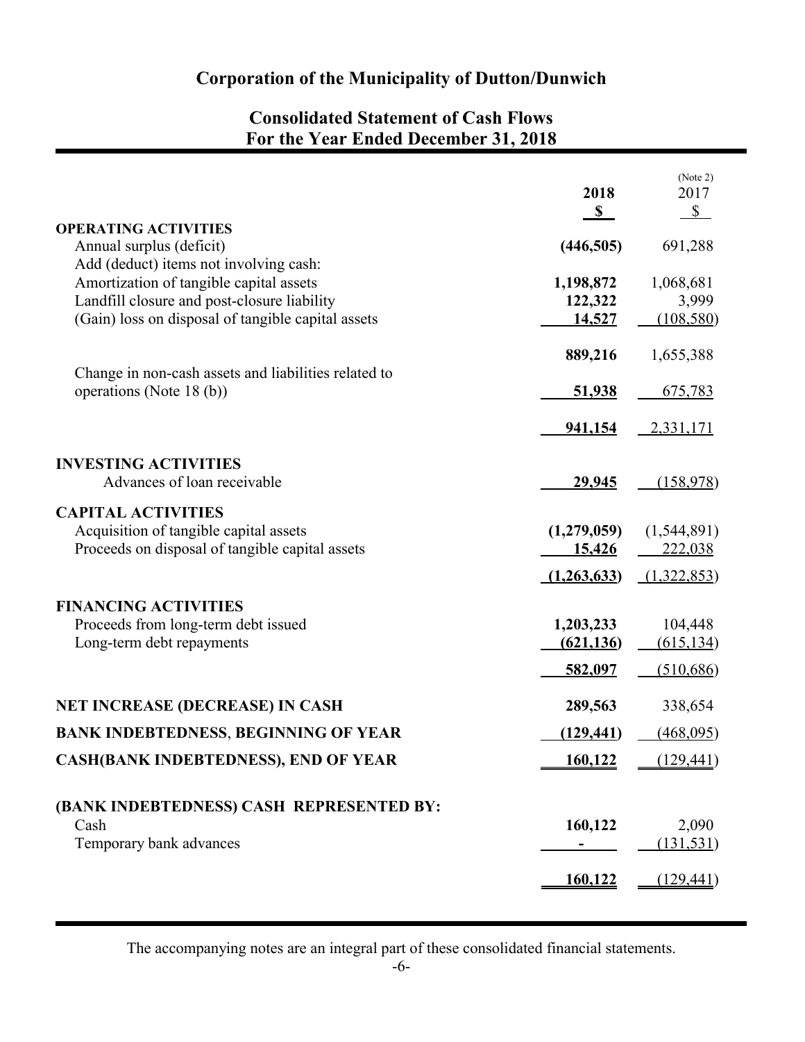# Corporation of the Municipality of Dutton/Dunwich

## Consolidated Statement of Cash Flows
## For the Year Ended December 31, 2018

| | 2018<br>$ | (Note 2)<br>2017<br>$ |
|---|---|---|
| **OPERATING ACTIVITIES** | | |
| Annual surplus (deficit) | **(446,505)** | 691,288 |
| Add (deduct) items not involving cash: | | |
| Amortization of tangible capital assets | **1,198,872** | 1,068,681 |
| Landfill closure and post-closure liability | **122,322** | 3,999 |
| (Gain) loss on disposal of tangible capital assets | **14,527** | (108,580) |
| | **889,216** | 1,655,388 |
| Change in non-cash assets and liabilities related to operations (Note 18 (b)) | **51,938** | 675,783 |
| | **941,154** | 2,331,171 |
| **INVESTING ACTIVITIES** | | |
| Advances of loan receivable | **29,945** | (158,978) |
| **CAPITAL ACTIVITIES** | | |
| Acquisition of tangible capital assets | **(1,279,059)** | (1,544,891) |
| Proceeds on disposal of tangible capital assets | **15,426** | 222,038 |
| | **(1,263,633)** | (1,322,853) |
| **FINANCING ACTIVITIES** | | |
| Proceeds from long-term debt issued | **1,203,233** | 104,448 |
| Long-term debt repayments | **(621,136)** | (615,134) |
| | **582,097** | (510,686) |
| **NET INCREASE (DECREASE) IN CASH** | **289,563** | 338,654 |
| **BANK INDEBTEDNESS, BEGINNING OF YEAR** | **(129,441)** | (468,095) |
| **CASH(BANK INDEBTEDNESS), END OF YEAR** | **160,122** | (129,441) |
| **(BANK INDEBTEDNESS) CASH REPRESENTED BY:** | | |
| Cash | **160,122** | 2,090 |
| Temporary bank advances | **-** | (131,531) |
| | **160,122** | (129,441) |

The accompanying notes are an integral part of these consolidated financial statements.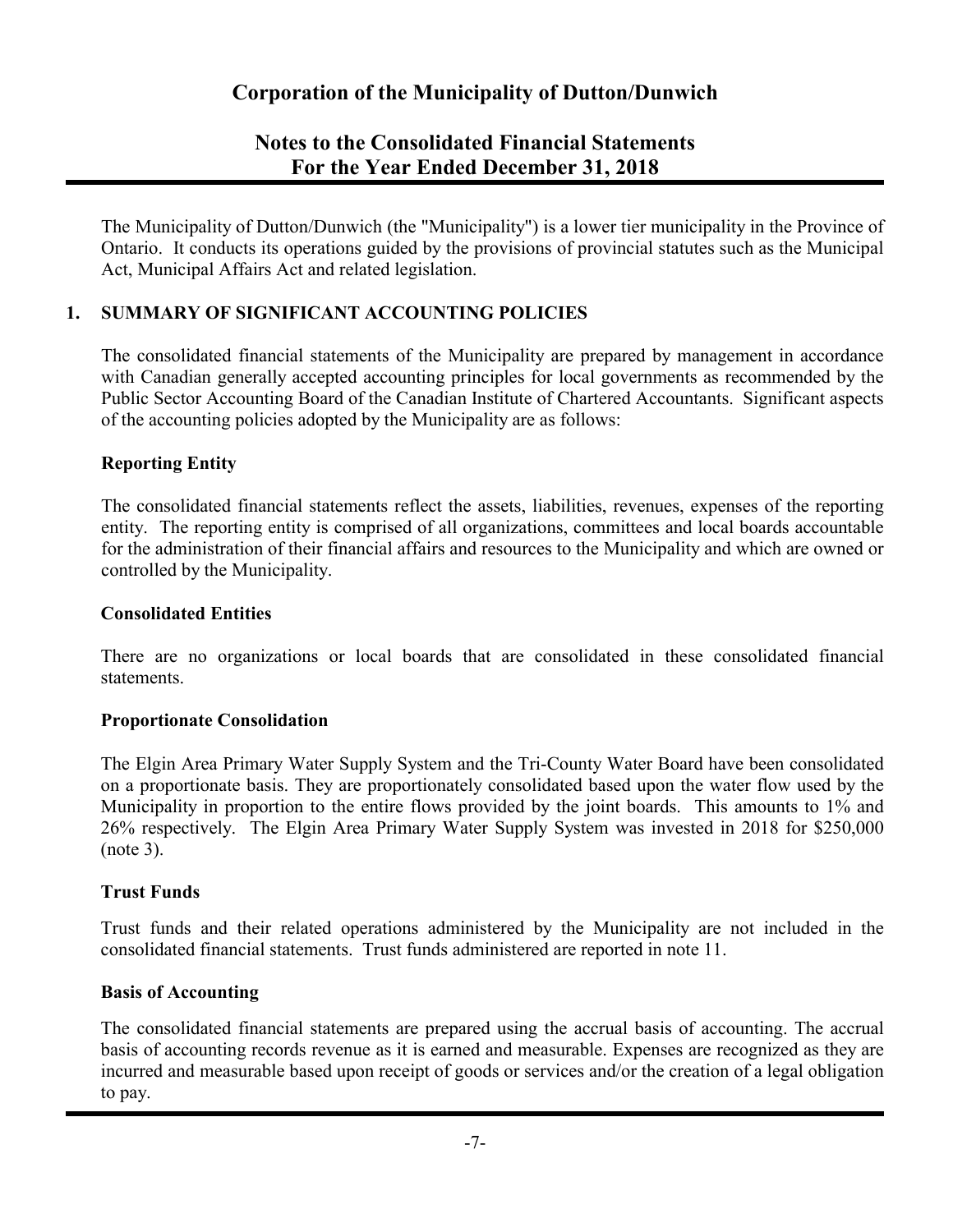# Corporation of the Municipality of Dutton/Dunwich

## Notes to the Consolidated Financial Statements
## For the Year Ended December 31, 2018

The Municipality of Dutton/Dunwich (the "Municipality") is a lower tier municipality in the Province of Ontario. It conducts its operations guided by the provisions of provincial statutes such as the Municipal Act, Municipal Affairs Act and related legislation.

### 1. SUMMARY OF SIGNIFICANT ACCOUNTING POLICIES

The consolidated financial statements of the Municipality are prepared by management in accordance with Canadian generally accepted accounting principles for local governments as recommended by the Public Sector Accounting Board of the Canadian Institute of Chartered Accountants. Significant aspects of the accounting policies adopted by the Municipality are as follows:

**Reporting Entity**

The consolidated financial statements reflect the assets, liabilities, revenues, expenses of the reporting entity. The reporting entity is comprised of all organizations, committees and local boards accountable for the administration of their financial affairs and resources to the Municipality and which are owned or controlled by the Municipality.

**Consolidated Entities**

There are no organizations or local boards that are consolidated in these consolidated financial statements.

**Proportionate Consolidation**

The Elgin Area Primary Water Supply System and the Tri-County Water Board have been consolidated on a proportionate basis. They are proportionately consolidated based upon the water flow used by the Municipality in proportion to the entire flows provided by the joint boards. This amounts to 1% and 26% respectively. The Elgin Area Primary Water Supply System was invested in 2018 for $250,000 (note 3).

**Trust Funds**

Trust funds and their related operations administered by the Municipality are not included in the consolidated financial statements. Trust funds administered are reported in note 11.

**Basis of Accounting**

The consolidated financial statements are prepared using the accrual basis of accounting. The accrual basis of accounting records revenue as it is earned and measurable. Expenses are recognized as they are incurred and measurable based upon receipt of goods or services and/or the creation of a legal obligation to pay.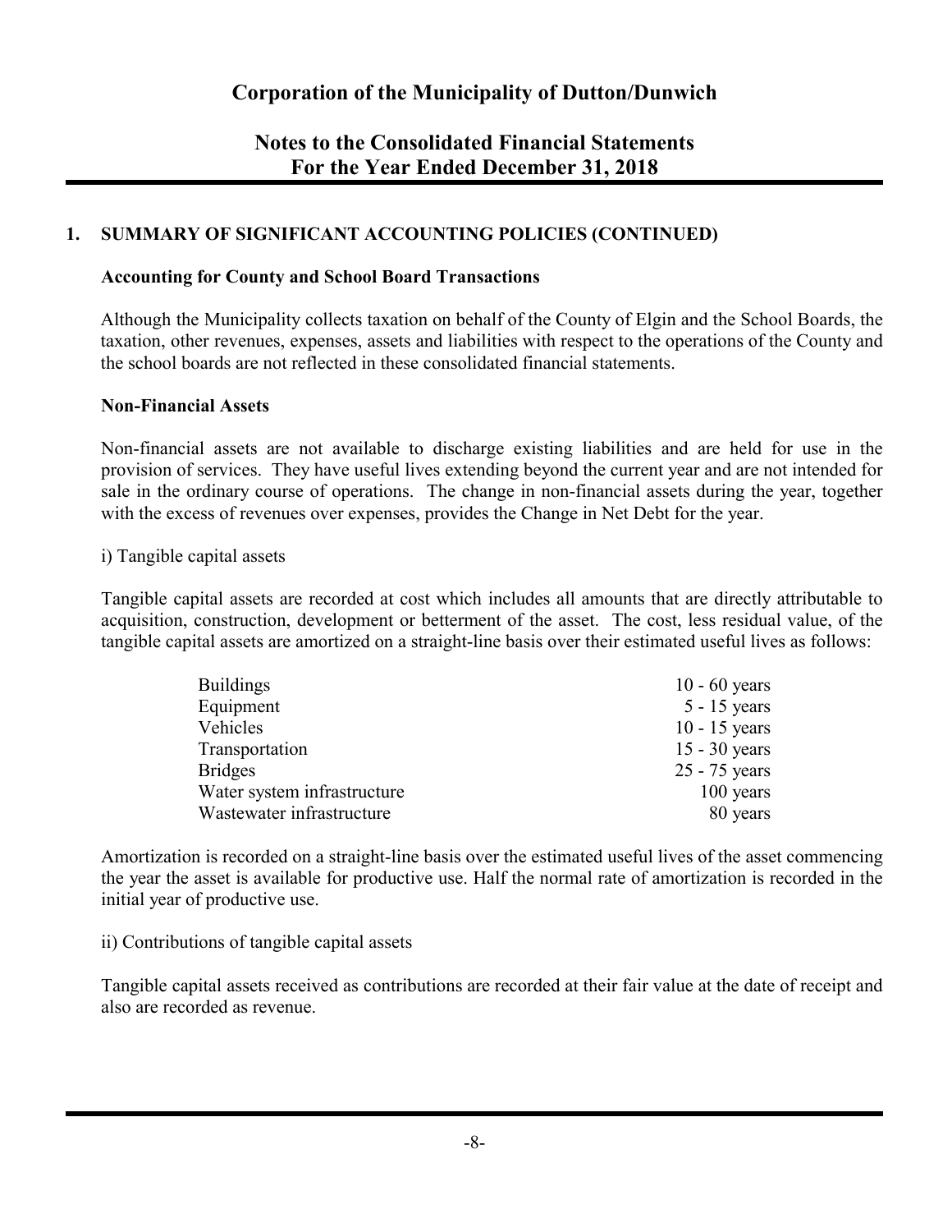# Corporation of the Municipality of Dutton/Dunwich

## Notes to the Consolidated Financial Statements For the Year Ended December 31, 2018

### 1. SUMMARY OF SIGNIFICANT ACCOUNTING POLICIES (CONTINUED)

**Accounting for County and School Board Transactions**

Although the Municipality collects taxation on behalf of the County of Elgin and the School Boards, the taxation, other revenues, expenses, assets and liabilities with respect to the operations of the County and the school boards are not reflected in these consolidated financial statements.

**Non-Financial Assets**

Non-financial assets are not available to discharge existing liabilities and are held for use in the provision of services. They have useful lives extending beyond the current year and are not intended for sale in the ordinary course of operations. The change in non-financial assets during the year, together with the excess of revenues over expenses, provides the Change in Net Debt for the year.

i) Tangible capital assets

Tangible capital assets are recorded at cost which includes all amounts that are directly attributable to acquisition, construction, development or betterment of the asset. The cost, less residual value, of the tangible capital assets are amortized on a straight-line basis over their estimated useful lives as follows:

| | |
|---|---|
| Buildings | 10 - 60 years |
| Equipment | 5 - 15 years |
| Vehicles | 10 - 15 years |
| Transportation | 15 - 30 years |
| Bridges | 25 - 75 years |
| Water system infrastructure | 100 years |
| Wastewater infrastructure | 80 years |

Amortization is recorded on a straight-line basis over the estimated useful lives of the asset commencing the year the asset is available for productive use. Half the normal rate of amortization is recorded in the initial year of productive use.

ii) Contributions of tangible capital assets

Tangible capital assets received as contributions are recorded at their fair value at the date of receipt and also are recorded as revenue.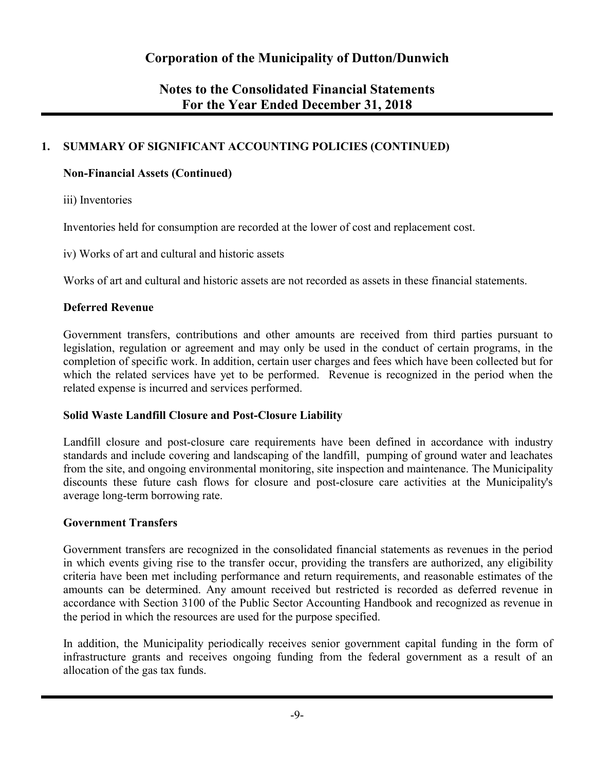# Corporation of the Municipality of Dutton/Dunwich

## Notes to the Consolidated Financial Statements For the Year Ended December 31, 2018

### 1. SUMMARY OF SIGNIFICANT ACCOUNTING POLICIES (CONTINUED)

**Non-Financial Assets (Continued)**

iii) Inventories

Inventories held for consumption are recorded at the lower of cost and replacement cost.

iv) Works of art and cultural and historic assets

Works of art and cultural and historic assets are not recorded as assets in these financial statements.

**Deferred Revenue**

Government transfers, contributions and other amounts are received from third parties pursuant to legislation, regulation or agreement and may only be used in the conduct of certain programs, in the completion of specific work. In addition, certain user charges and fees which have been collected but for which the related services have yet to be performed. Revenue is recognized in the period when the related expense is incurred and services performed.

**Solid Waste Landfill Closure and Post-Closure Liability**

Landfill closure and post-closure care requirements have been defined in accordance with industry standards and include covering and landscaping of the landfill, pumping of ground water and leachates from the site, and ongoing environmental monitoring, site inspection and maintenance. The Municipality discounts these future cash flows for closure and post-closure care activities at the Municipality's average long-term borrowing rate.

**Government Transfers**

Government transfers are recognized in the consolidated financial statements as revenues in the period in which events giving rise to the transfer occur, providing the transfers are authorized, any eligibility criteria have been met including performance and return requirements, and reasonable estimates of the amounts can be determined. Any amount received but restricted is recorded as deferred revenue in accordance with Section 3100 of the Public Sector Accounting Handbook and recognized as revenue in the period in which the resources are used for the purpose specified.

In addition, the Municipality periodically receives senior government capital funding in the form of infrastructure grants and receives ongoing funding from the federal government as a result of an allocation of the gas tax funds.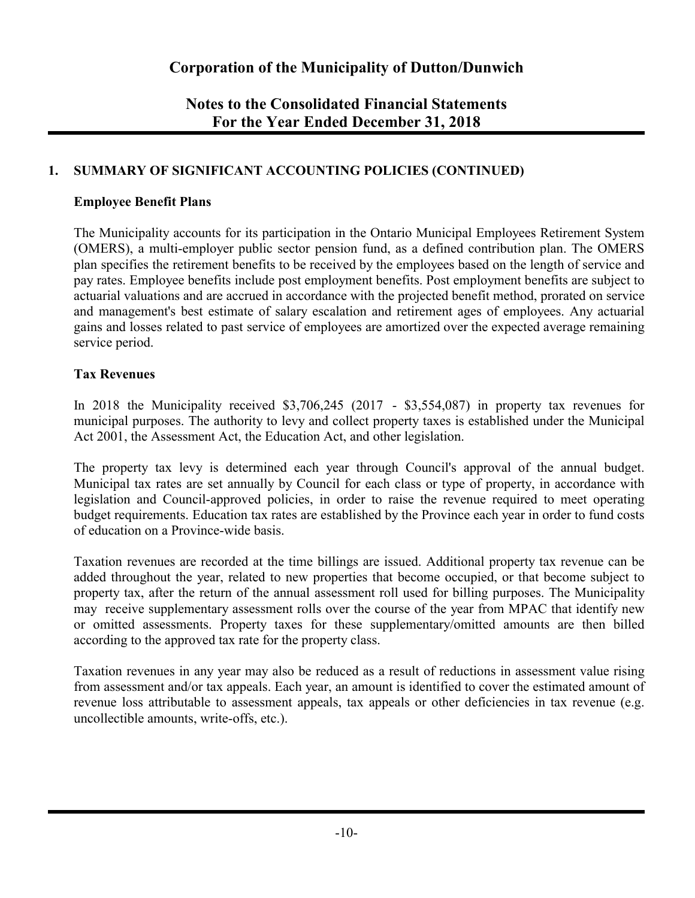# Corporation of the Municipality of Dutton/Dunwich

## Notes to the Consolidated Financial Statements For the Year Ended December 31, 2018

### 1. SUMMARY OF SIGNIFICANT ACCOUNTING POLICIES (CONTINUED)

**Employee Benefit Plans**

The Municipality accounts for its participation in the Ontario Municipal Employees Retirement System (OMERS), a multi-employer public sector pension fund, as a defined contribution plan. The OMERS plan specifies the retirement benefits to be received by the employees based on the length of service and pay rates. Employee benefits include post employment benefits. Post employment benefits are subject to actuarial valuations and are accrued in accordance with the projected benefit method, prorated on service and management's best estimate of salary escalation and retirement ages of employees. Any actuarial gains and losses related to past service of employees are amortized over the expected average remaining service period.

**Tax Revenues**

In 2018 the Municipality received $3,706,245 (2017 - $3,554,087) in property tax revenues for municipal purposes. The authority to levy and collect property taxes is established under the Municipal Act 2001, the Assessment Act, the Education Act, and other legislation.

The property tax levy is determined each year through Council's approval of the annual budget. Municipal tax rates are set annually by Council for each class or type of property, in accordance with legislation and Council-approved policies, in order to raise the revenue required to meet operating budget requirements. Education tax rates are established by the Province each year in order to fund costs of education on a Province-wide basis.

Taxation revenues are recorded at the time billings are issued. Additional property tax revenue can be added throughout the year, related to new properties that become occupied, or that become subject to property tax, after the return of the annual assessment roll used for billing purposes. The Municipality may receive supplementary assessment rolls over the course of the year from MPAC that identify new or omitted assessments. Property taxes for these supplementary/omitted amounts are then billed according to the approved tax rate for the property class.

Taxation revenues in any year may also be reduced as a result of reductions in assessment value rising from assessment and/or tax appeals. Each year, an amount is identified to cover the estimated amount of revenue loss attributable to assessment appeals, tax appeals or other deficiencies in tax revenue (e.g. uncollectible amounts, write-offs, etc.).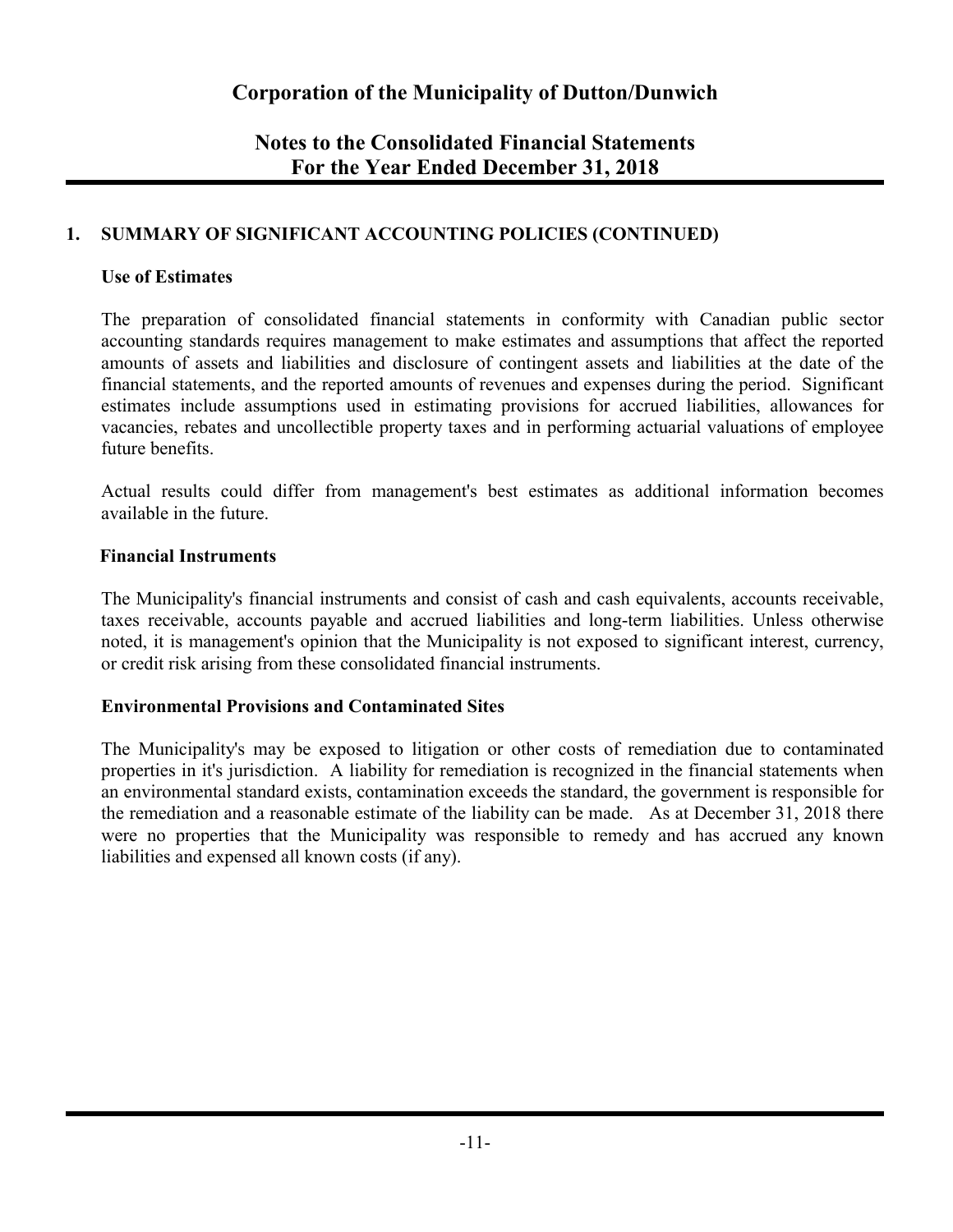# Corporation of the Municipality of Dutton/Dunwich

## Notes to the Consolidated Financial Statements For the Year Ended December 31, 2018

### 1. SUMMARY OF SIGNIFICANT ACCOUNTING POLICIES (CONTINUED)

**Use of Estimates**

The preparation of consolidated financial statements in conformity with Canadian public sector accounting standards requires management to make estimates and assumptions that affect the reported amounts of assets and liabilities and disclosure of contingent assets and liabilities at the date of the financial statements, and the reported amounts of revenues and expenses during the period. Significant estimates include assumptions used in estimating provisions for accrued liabilities, allowances for vacancies, rebates and uncollectible property taxes and in performing actuarial valuations of employee future benefits.

Actual results could differ from management's best estimates as additional information becomes available in the future.

**Financial Instruments**

The Municipality's financial instruments and consist of cash and cash equivalents, accounts receivable, taxes receivable, accounts payable and accrued liabilities and long-term liabilities. Unless otherwise noted, it is management's opinion that the Municipality is not exposed to significant interest, currency, or credit risk arising from these consolidated financial instruments.

**Environmental Provisions and Contaminated Sites**

The Municipality's may be exposed to litigation or other costs of remediation due to contaminated properties in it's jurisdiction. A liability for remediation is recognized in the financial statements when an environmental standard exists, contamination exceeds the standard, the government is responsible for the remediation and a reasonable estimate of the liability can be made. As at December 31, 2018 there were no properties that the Municipality was responsible to remedy and has accrued any known liabilities and expensed all known costs (if any).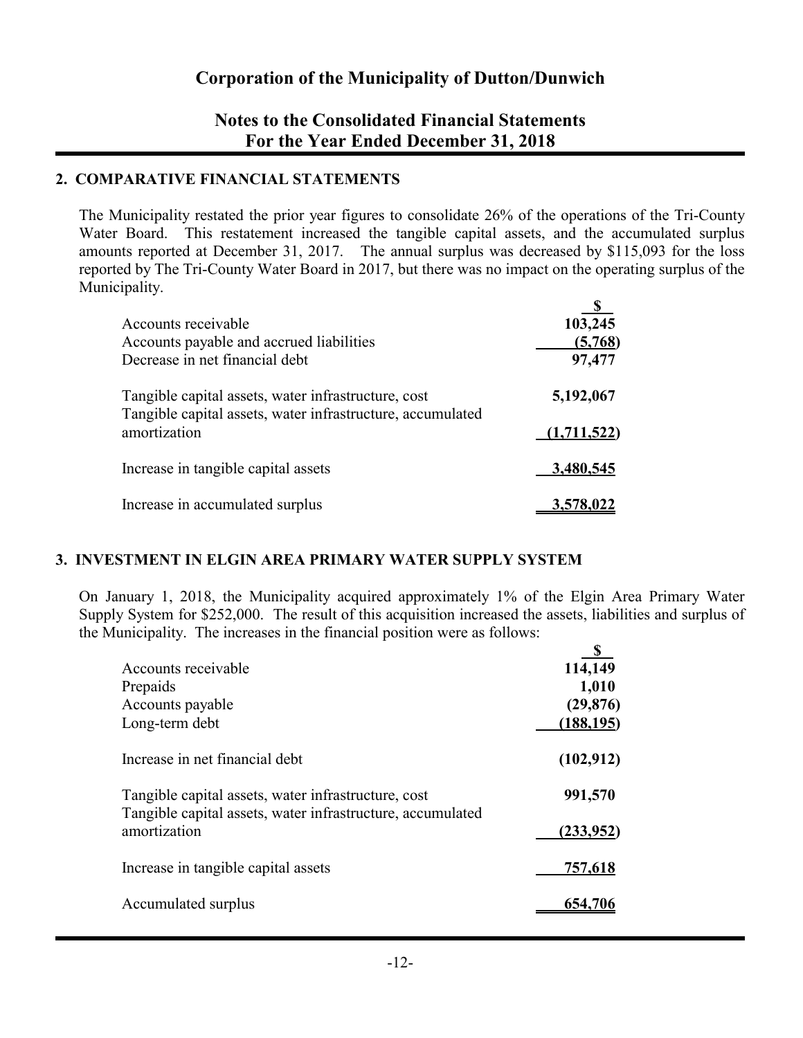# Corporation of the Municipality of Dutton/Dunwich

## Notes to the Consolidated Financial Statements
## For the Year Ended December 31, 2018

### 2. COMPARATIVE FINANCIAL STATEMENTS

The Municipality restated the prior year figures to consolidate 26% of the operations of the Tri-County Water Board. This restatement increased the tangible capital assets, and the accumulated surplus amounts reported at December 31, 2017. The annual surplus was decreased by $115,093 for the loss reported by The Tri-County Water Board in 2017, but there was no impact on the operating surplus of the Municipality.

| | $ |
|---|---|
| Accounts receivable | **103,245** |
| Accounts payable and accrued liabilities | **(5,768)** |
| Decrease in net financial debt | **97,477** |
| | |
| Tangible capital assets, water infrastructure, cost | **5,192,067** |
| Tangible capital assets, water infrastructure, accumulated amortization | **(1,711,522)** |
| | |
| Increase in tangible capital assets | **3,480,545** |
| | |
| Increase in accumulated surplus | **3,578,022** |

### 3. INVESTMENT IN ELGIN AREA PRIMARY WATER SUPPLY SYSTEM

On January 1, 2018, the Municipality acquired approximately 1% of the Elgin Area Primary Water Supply System for $252,000. The result of this acquisition increased the assets, liabilities and surplus of the Municipality. The increases in the financial position were as follows:

| | $ |
|---|---|
| Accounts receivable | **114,149** |
| Prepaids | **1,010** |
| Accounts payable | **(29,876)** |
| Long-term debt | **(188,195)** |
| | |
| Increase in net financial debt | **(102,912)** |
| | |
| Tangible capital assets, water infrastructure, cost | **991,570** |
| Tangible capital assets, water infrastructure, accumulated amortization | **(233,952)** |
| | |
| Increase in tangible capital assets | **757,618** |
| | |
| Accumulated surplus | **654,706** |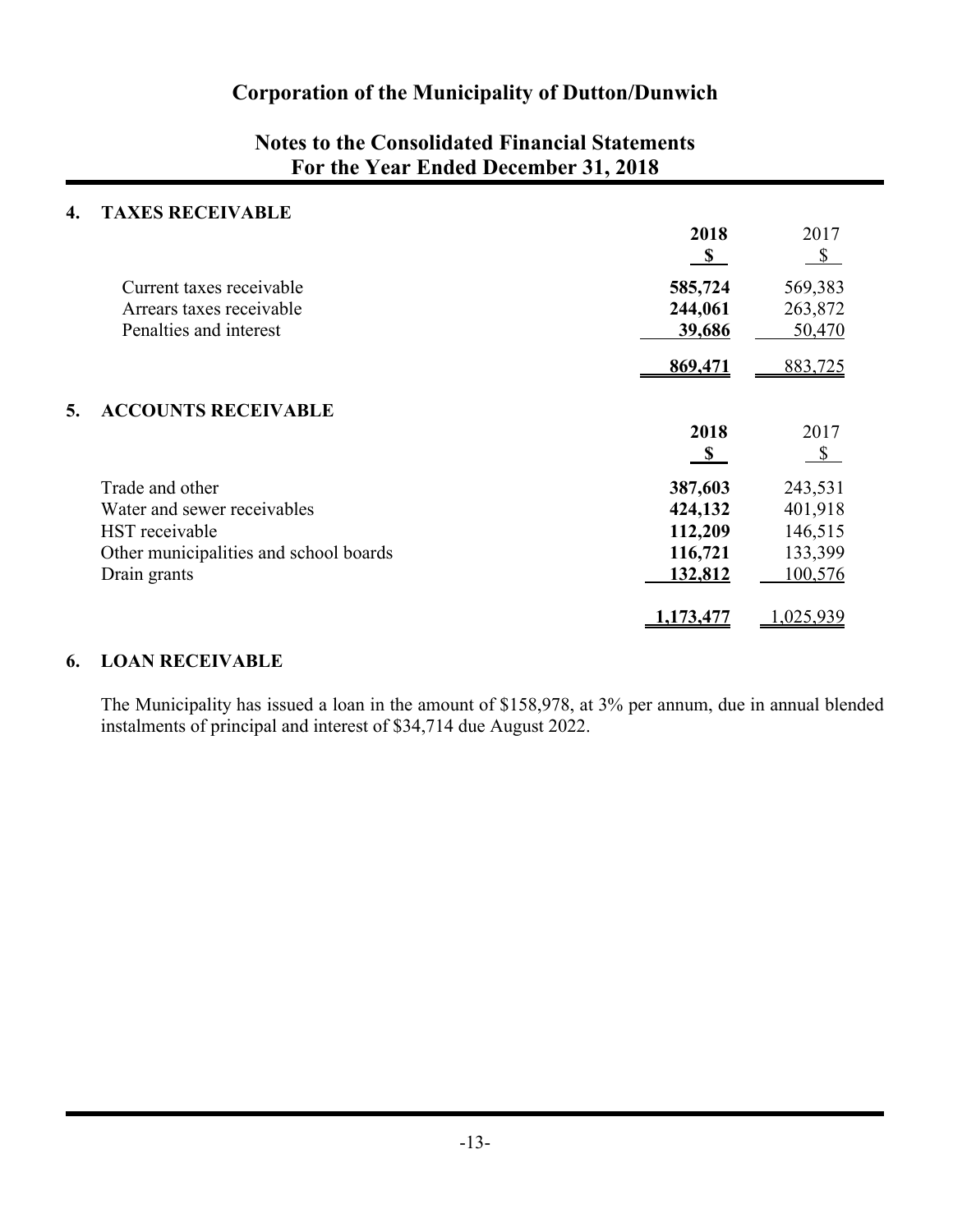# Corporation of the Municipality of Dutton/Dunwich

## Notes to the Consolidated Financial Statements
## For the Year Ended December 31, 2018

### 4. TAXES RECEIVABLE

| | **2018** | 2017 |
|---|---|---|
| | **$** | $ |
| Current taxes receivable | **585,724** | 569,383 |
| Arrears taxes receivable | **244,061** | 263,872 |
| Penalties and interest | **39,686** | 50,470 |
| | **869,471** | 883,725 |

### 5. ACCOUNTS RECEIVABLE

| | **2018** | 2017 |
|---|---|---|
| | **$** | $ |
| Trade and other | **387,603** | 243,531 |
| Water and sewer receivables | **424,132** | 401,918 |
| HST receivable | **112,209** | 146,515 |
| Other municipalities and school boards | **116,721** | 133,399 |
| Drain grants | **132,812** | 100,576 |
| | **1,173,477** | 1,025,939 |

### 6. LOAN RECEIVABLE

The Municipality has issued a loan in the amount of $158,978, at 3% per annum, due in annual blended instalments of principal and interest of $34,714 due August 2022.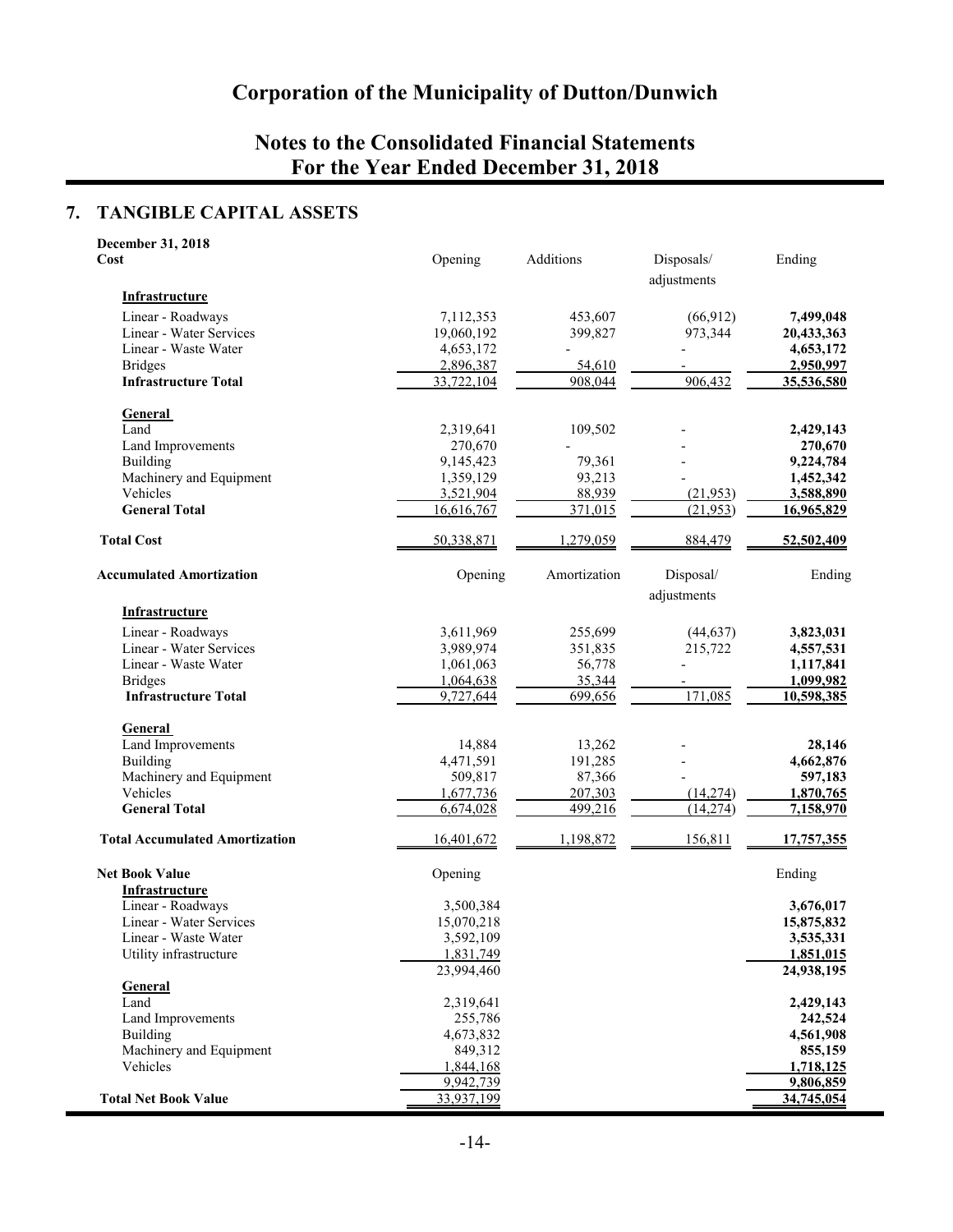# Corporation of the Municipality of Dutton/Dunwich

## Notes to the Consolidated Financial Statements For the Year Ended December 31, 2018

## 7. TANGIBLE CAPITAL ASSETS

| **December 31, 2018** **Cost** | Opening | Additions | Disposals/ adjustments | Ending |
|---|---|---|---|---|
| **Infrastructure** | | | | |
| Linear - Roadways | 7,112,353 | 453,607 | (66,912) | **7,499,048** |
| Linear - Water Services | 19,060,192 | 399,827 | 973,344 | **20,433,363** |
| Linear - Waste Water | 4,653,172 | - | - | **4,653,172** |
| Bridges | 2,896,387 | 54,610 | - | **2,950,997** |
| **Infrastructure Total** | 33,722,104 | 908,044 | 906,432 | **35,536,580** |
| **General** | | | | |
| Land | 2,319,641 | 109,502 | - | **2,429,143** |
| Land Improvements | 270,670 | - | - | **270,670** |
| Building | 9,145,423 | 79,361 | - | **9,224,784** |
| Machinery and Equipment | 1,359,129 | 93,213 | - | **1,452,342** |
| Vehicles | 3,521,904 | 88,939 | (21,953) | **3,588,890** |
| **General Total** | 16,616,767 | 371,015 | (21,953) | **16,965,829** |
| **Total Cost** | 50,338,871 | 1,279,059 | 884,479 | **52,502,409** |

| **Accumulated Amortization** | Opening | Amortization | Disposal/ adjustments | Ending |
|---|---|---|---|---|
| **Infrastructure** | | | | |
| Linear - Roadways | 3,611,969 | 255,699 | (44,637) | **3,823,031** |
| Linear - Water Services | 3,989,974 | 351,835 | 215,722 | **4,557,531** |
| Linear - Waste Water | 1,061,063 | 56,778 | - | **1,117,841** |
| Bridges | 1,064,638 | 35,344 | - | **1,099,982** |
| **Infrastructure Total** | 9,727,644 | 699,656 | 171,085 | **10,598,385** |
| **General** | | | | |
| Land Improvements | 14,884 | 13,262 | - | **28,146** |
| Building | 4,471,591 | 191,285 | - | **4,662,876** |
| Machinery and Equipment | 509,817 | 87,366 | - | **597,183** |
| Vehicles | 1,677,736 | 207,303 | (14,274) | **1,870,765** |
| **General Total** | 6,674,028 | 499,216 | (14,274) | **7,158,970** |
| **Total Accumulated Amortization** | 16,401,672 | 1,198,872 | 156,811 | **17,757,355** |

| **Net Book Value** | Opening | Ending |
|---|---|---|
| **Infrastructure** | | |
| Linear - Roadways | 3,500,384 | **3,676,017** |
| Linear - Water Services | 15,070,218 | **15,875,832** |
| Linear - Waste Water | 3,592,109 | **3,535,331** |
| Utility infrastructure | 1,831,749 | **1,851,015** |
| | 23,994,460 | **24,938,195** |
| **General** | | |
| Land | 2,319,641 | **2,429,143** |
| Land Improvements | 255,786 | **242,524** |
| Building | 4,673,832 | **4,561,908** |
| Machinery and Equipment | 849,312 | **855,159** |
| Vehicles | 1,844,168 | **1,718,125** |
| | 9,942,739 | **9,806,859** |
| **Total Net Book Value** | 33,937,199 | **34,745,054** |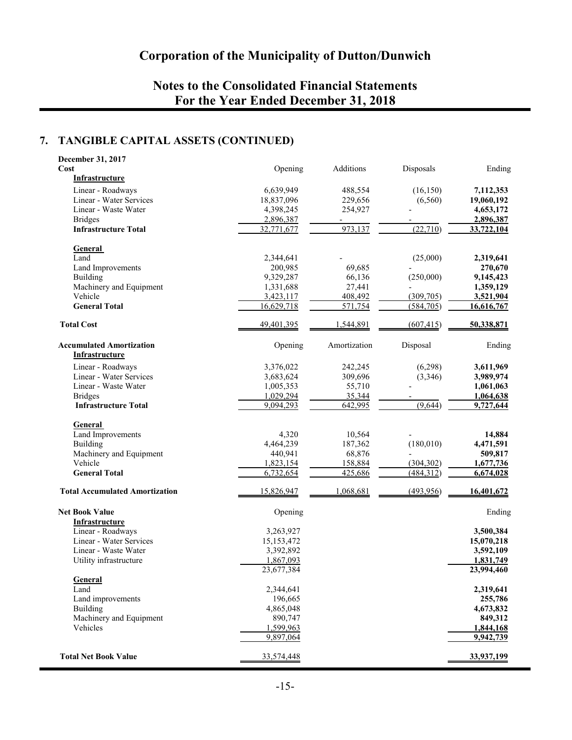# Corporation of the Municipality of Dutton/Dunwich

## Notes to the Consolidated Financial Statements
## For the Year Ended December 31, 2018

### 7. TANGIBLE CAPITAL ASSETS (CONTINUED)

| December 31, 2017 | | | | |
|---|---|---|---|---|
| **Cost** | Opening | Additions | Disposals | Ending |
| **Infrastructure** | | | | |
| Linear - Roadways | 6,639,949 | 488,554 | (16,150) | **7,112,353** |
| Linear - Water Services | 18,837,096 | 229,656 | (6,560) | **19,060,192** |
| Linear - Waste Water | 4,398,245 | 254,927 | - | **4,653,172** |
| Bridges | 2,896,387 | - | - | **2,896,387** |
| **Infrastructure Total** | 32,771,677 | 973,137 | (22,710) | **33,722,104** |
| **General** | | | | |
| Land | 2,344,641 | - | (25,000) | **2,319,641** |
| Land Improvements | 200,985 | 69,685 | - | **270,670** |
| Building | 9,329,287 | 66,136 | (250,000) | **9,145,423** |
| Machinery and Equipment | 1,331,688 | 27,441 | - | **1,359,129** |
| Vehicle | 3,423,117 | 408,492 | (309,705) | **3,521,904** |
| **General Total** | 16,629,718 | 571,754 | (584,705) | **16,616,767** |
| **Total Cost** | 49,401,395 | 1,544,891 | (607,415) | **50,338,871** |

| **Accumulated Amortization** | Opening | Amortization | Disposal | Ending |
|---|---|---|---|---|
| **Infrastructure** | | | | |
| Linear - Roadways | 3,376,022 | 242,245 | (6,298) | **3,611,969** |
| Linear - Water Services | 3,683,624 | 309,696 | (3,346) | **3,989,974** |
| Linear - Waste Water | 1,005,353 | 55,710 | - | **1,061,063** |
| Bridges | 1,029,294 | 35,344 | - | **1,064,638** |
| **Infrastructure Total** | 9,094,293 | 642,995 | (9,644) | **9,727,644** |
| **General** | | | | |
| Land Improvements | 4,320 | 10,564 | - | **14,884** |
| Building | 4,464,239 | 187,362 | (180,010) | **4,471,591** |
| Machinery and Equipment | 440,941 | 68,876 | - | **509,817** |
| Vehicle | 1,823,154 | 158,884 | (304,302) | **1,677,736** |
| **General Total** | 6,732,654 | 425,686 | (484,312) | **6,674,028** |
| **Total Accumulated Amortization** | 15,826,947 | 1,068,681 | (493,956) | **16,401,672** |

| **Net Book Value** | Opening | Ending |
|---|---|---|
| **Infrastructure** | | |
| Linear - Roadways | 3,263,927 | **3,500,384** |
| Linear - Water Services | 15,153,472 | **15,070,218** |
| Linear - Waste Water | 3,392,892 | **3,592,109** |
| Utility infrastructure | 1,867,093 | **1,831,749** |
| | 23,677,384 | **23,994,460** |
| **General** | | |
| Land | 2,344,641 | **2,319,641** |
| Land improvements | 196,665 | **255,786** |
| Building | 4,865,048 | **4,673,832** |
| Machinery and Equipment | 890,747 | **849,312** |
| Vehicles | 1,599,963 | **1,844,168** |
| | 9,897,064 | **9,942,739** |
| **Total Net Book Value** | 33,574,448 | **33,937,199** |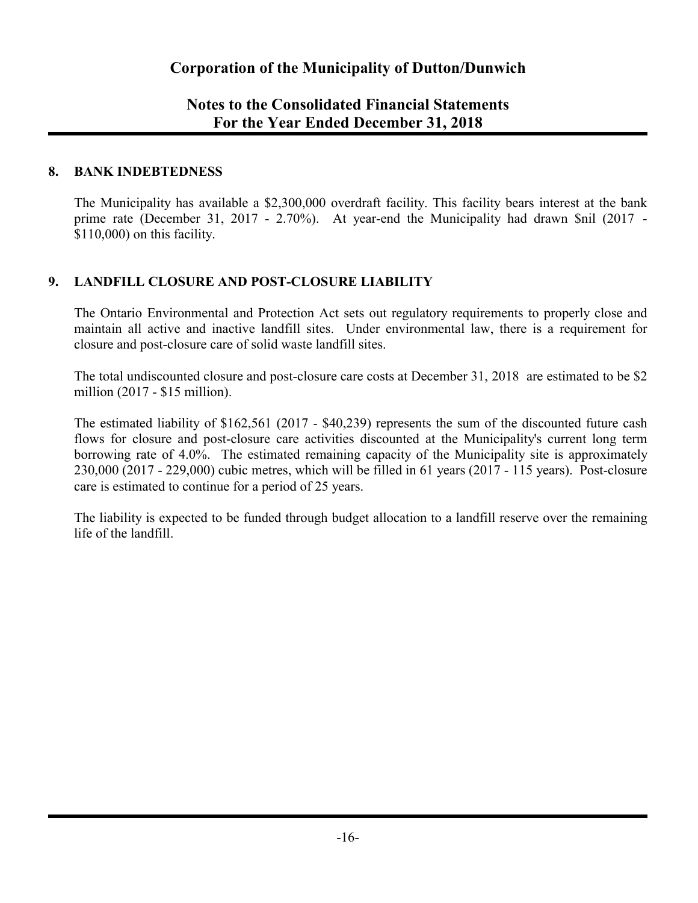# Corporation of the Municipality of Dutton/Dunwich

## Notes to the Consolidated Financial Statements
## For the Year Ended December 31, 2018

### 8. BANK INDEBTEDNESS

The Municipality has available a \$2,300,000 overdraft facility. This facility bears interest at the bank prime rate (December 31, 2017 - 2.70%). At year-end the Municipality had drawn \$nil (2017 - \$110,000) on this facility.

### 9. LANDFILL CLOSURE AND POST-CLOSURE LIABILITY

The Ontario Environmental and Protection Act sets out regulatory requirements to properly close and maintain all active and inactive landfill sites. Under environmental law, there is a requirement for closure and post-closure care of solid waste landfill sites.

The total undiscounted closure and post-closure care costs at December 31, 2018 are estimated to be \$2 million (2017 - \$15 million).

The estimated liability of \$162,561 (2017 - \$40,239) represents the sum of the discounted future cash flows for closure and post-closure care activities discounted at the Municipality's current long term borrowing rate of 4.0%. The estimated remaining capacity of the Municipality site is approximately 230,000 (2017 - 229,000) cubic metres, which will be filled in 61 years (2017 - 115 years). Post-closure care is estimated to continue for a period of 25 years.

The liability is expected to be funded through budget allocation to a landfill reserve over the remaining life of the landfill.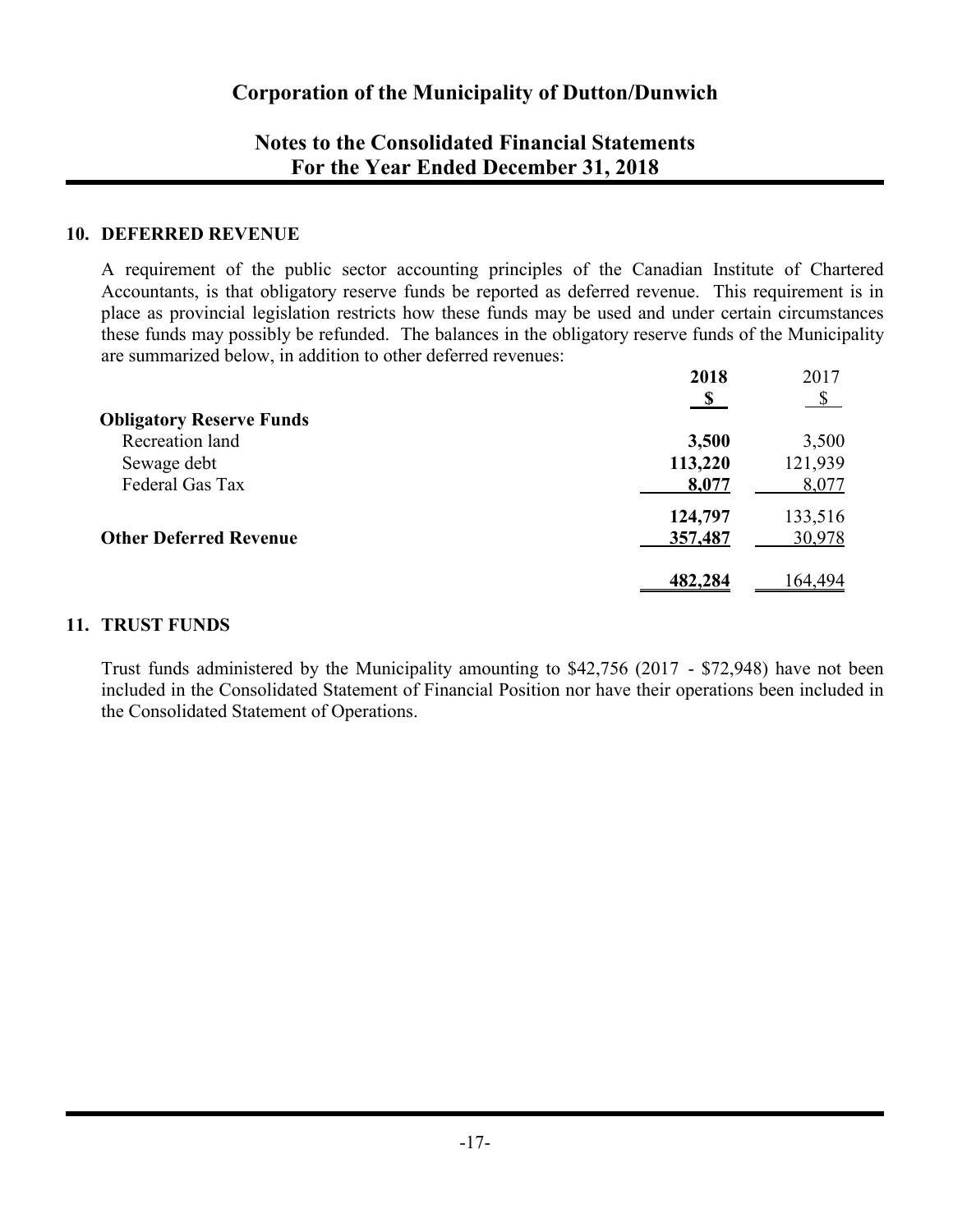# Corporation of the Municipality of Dutton/Dunwich

## Notes to the Consolidated Financial Statements
## For the Year Ended December 31, 2018

### 10. DEFERRED REVENUE

A requirement of the public sector accounting principles of the Canadian Institute of Chartered Accountants, is that obligatory reserve funds be reported as deferred revenue. This requirement is in place as provincial legislation restricts how these funds may be used and under certain circumstances these funds may possibly be refunded. The balances in the obligatory reserve funds of the Municipality are summarized below, in addition to other deferred revenues:

| | **2018** | 2017 |
|---|---|---|
| | **$** | $ |
| **Obligatory Reserve Funds** | | |
| Recreation land | **3,500** | 3,500 |
| Sewage debt | **113,220** | 121,939 |
| Federal Gas Tax | **8,077** | 8,077 |
| | **124,797** | 133,516 |
| **Other Deferred Revenue** | **357,487** | 30,978 |
| | **482,284** | 164,494 |

### 11. TRUST FUNDS

Trust funds administered by the Municipality amounting to $42,756 (2017 - $72,948) have not been included in the Consolidated Statement of Financial Position nor have their operations been included in the Consolidated Statement of Operations.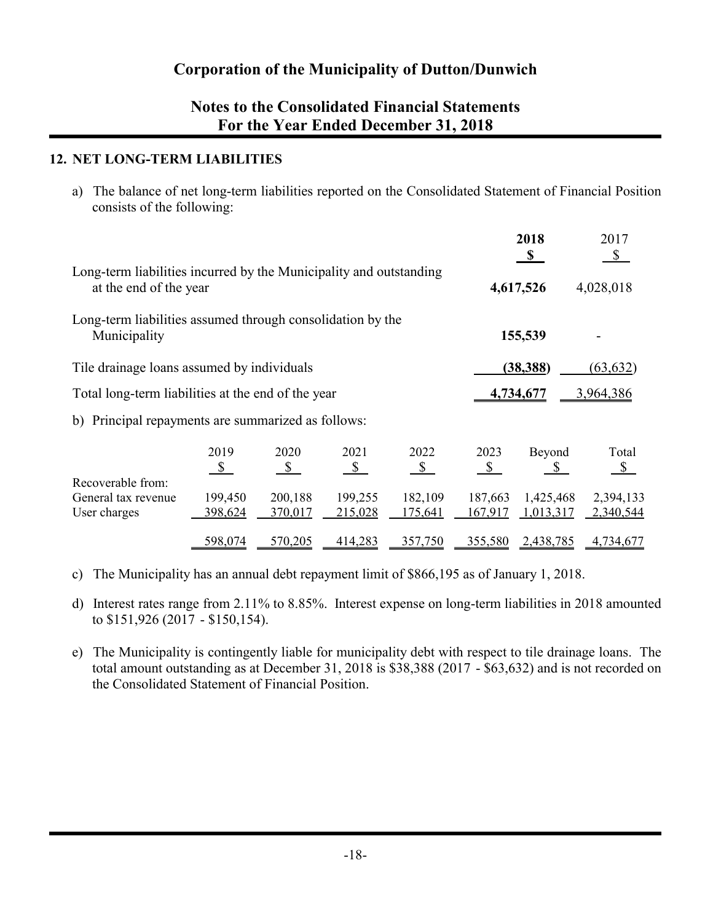# Corporation of the Municipality of Dutton/Dunwich

## Notes to the Consolidated Financial Statements For the Year Ended December 31, 2018

### 12. NET LONG-TERM LIABILITIES

a) The balance of net long-term liabilities reported on the Consolidated Statement of Financial Position consists of the following:

| | **2018** | 2017 |
|---|---|---|
| | **$** | $ |
| Long-term liabilities incurred by the Municipality and outstanding at the end of the year | **4,617,526** | 4,028,018 |
| Long-term liabilities assumed through consolidation by the Municipality | **155,539** | - |
| Tile drainage loans assumed by individuals | **(38,388)** | (63,632) |
| Total long-term liabilities at the end of the year | **4,734,677** | 3,964,386 |

b) Principal repayments are summarized as follows:

| | 2019 | 2020 | 2021 | 2022 | 2023 | Beyond | Total |
|---|---|---|---|---|---|---|---|
| | $ | $ | $ | $ | $ | $ | $ |
| Recoverable from: | | | | | | | |
| General tax revenue | 199,450 | 200,188 | 199,255 | 182,109 | 187,663 | 1,425,468 | 2,394,133 |
| User charges | 398,624 | 370,017 | 215,028 | 175,641 | 167,917 | 1,013,317 | 2,340,544 |
| | 598,074 | 570,205 | 414,283 | 357,750 | 355,580 | 2,438,785 | 4,734,677 |

c) The Municipality has an annual debt repayment limit of $866,195 as of January 1, 2018.

d) Interest rates range from 2.11% to 8.85%. Interest expense on long-term liabilities in 2018 amounted to $151,926 (2017 - $150,154).

e) The Municipality is contingently liable for municipality debt with respect to tile drainage loans. The total amount outstanding as at December 31, 2018 is $38,388 (2017 - $63,632) and is not recorded on the Consolidated Statement of Financial Position.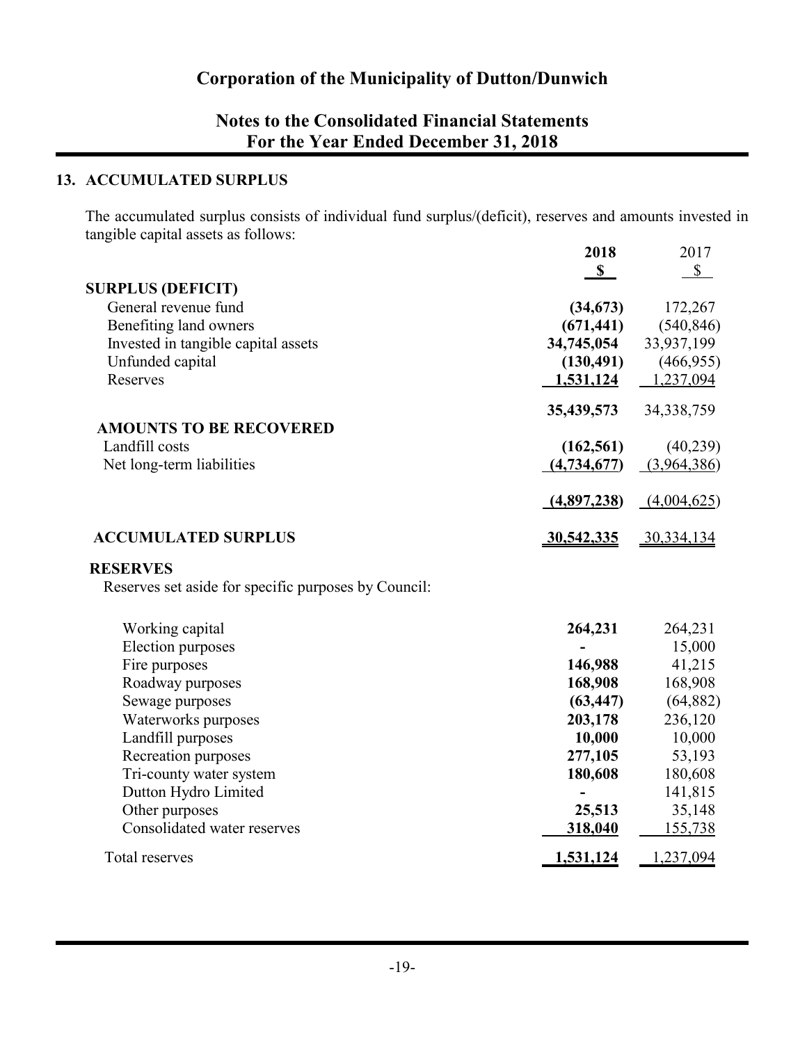## 13. ACCUMULATED SURPLUS

The accumulated surplus consists of individual fund surplus/(deficit), reserves and amounts invested in tangible capital assets as follows:

| | 2018 | 2017 |
|---|---|---|
| | $ | $ |
| **SURPLUS (DEFICIT)** | | |
| General revenue fund | **(34,673)** | 172,267 |
| Benefiting land owners | **(671,441)** | (540,846) |
| Invested in tangible capital assets | **34,745,054** | 33,937,199 |
| Unfunded capital | **(130,491)** | (466,955) |
| Reserves | **1,531,124** | 1,237,094 |
| | **35,439,573** | 34,338,759 |
| **AMOUNTS TO BE RECOVERED** | | |
| Landfill costs | **(162,561)** | (40,239) |
| Net long-term liabilities | **(4,734,677)** | (3,964,386) |
| | **(4,897,238)** | (4,004,625) |
| **ACCUMULATED SURPLUS** | **30,542,335** | 30,334,134 |

**RESERVES**

Reserves set aside for specific purposes by Council:

| | 2018 | 2017 |
|---|---|---|
| Working capital | **264,231** | 264,231 |
| Election purposes | **-** | 15,000 |
| Fire purposes | **146,988** | 41,215 |
| Roadway purposes | **168,908** | 168,908 |
| Sewage purposes | **(63,447)** | (64,882) |
| Waterworks purposes | **203,178** | 236,120 |
| Landfill purposes | **10,000** | 10,000 |
| Recreation purposes | **277,105** | 53,193 |
| Tri-county water system | **180,608** | 180,608 |
| Dutton Hydro Limited | **-** | 141,815 |
| Other purposes | **25,513** | 35,148 |
| Consolidated water reserves | **318,040** | 155,738 |
| Total reserves | **1,531,124** | 1,237,094 |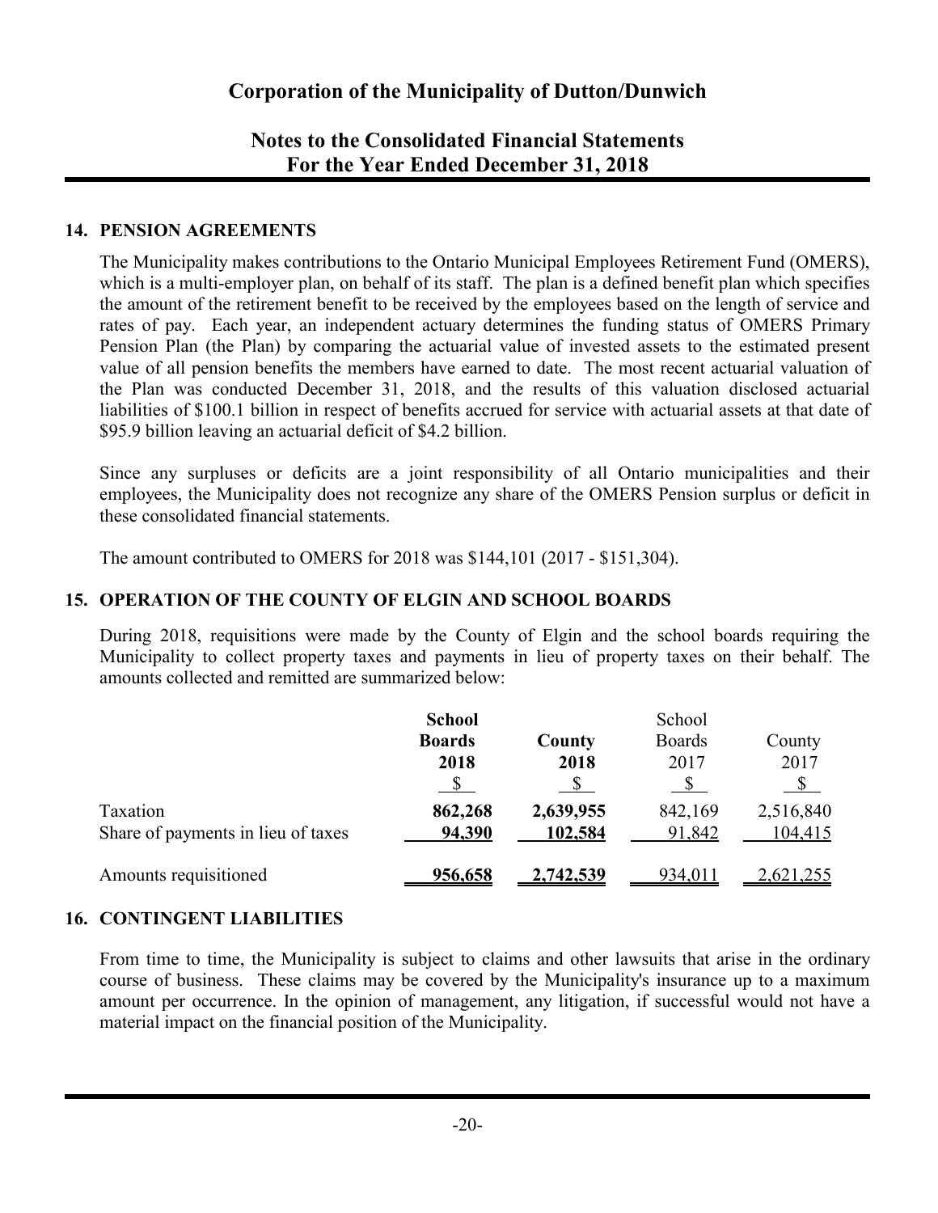# Corporation of the Municipality of Dutton/Dunwich

## Notes to the Consolidated Financial Statements
## For the Year Ended December 31, 2018

### 14. PENSION AGREEMENTS

The Municipality makes contributions to the Ontario Municipal Employees Retirement Fund (OMERS), which is a multi-employer plan, on behalf of its staff. The plan is a defined benefit plan which specifies the amount of the retirement benefit to be received by the employees based on the length of service and rates of pay. Each year, an independent actuary determines the funding status of OMERS Primary Pension Plan (the Plan) by comparing the actuarial value of invested assets to the estimated present value of all pension benefits the members have earned to date. The most recent actuarial valuation of the Plan was conducted December 31, 2018, and the results of this valuation disclosed actuarial liabilities of $100.1 billion in respect of benefits accrued for service with actuarial assets at that date of $95.9 billion leaving an actuarial deficit of $4.2 billion.

Since any surpluses or deficits are a joint responsibility of all Ontario municipalities and their employees, the Municipality does not recognize any share of the OMERS Pension surplus or deficit in these consolidated financial statements.

The amount contributed to OMERS for 2018 was $144,101 (2017 - $151,304).

### 15. OPERATION OF THE COUNTY OF ELGIN AND SCHOOL BOARDS

During 2018, requisitions were made by the County of Elgin and the school boards requiring the Municipality to collect property taxes and payments in lieu of property taxes on their behalf. The amounts collected and remitted are summarized below:

| | **School Boards 2018** | **County 2018** | School Boards 2017 | County 2017 |
|---|---|---|---|---|
| | **$** | **$** | $ | $ |
| Taxation | **862,268** | **2,639,955** | 842,169 | 2,516,840 |
| Share of payments in lieu of taxes | **94,390** | **102,584** | 91,842 | 104,415 |
| Amounts requisitioned | **956,658** | **2,742,539** | 934,011 | 2,621,255 |

### 16. CONTINGENT LIABILITIES

From time to time, the Municipality is subject to claims and other lawsuits that arise in the ordinary course of business. These claims may be covered by the Municipality's insurance up to a maximum amount per occurrence. In the opinion of management, any litigation, if successful would not have a material impact on the financial position of the Municipality.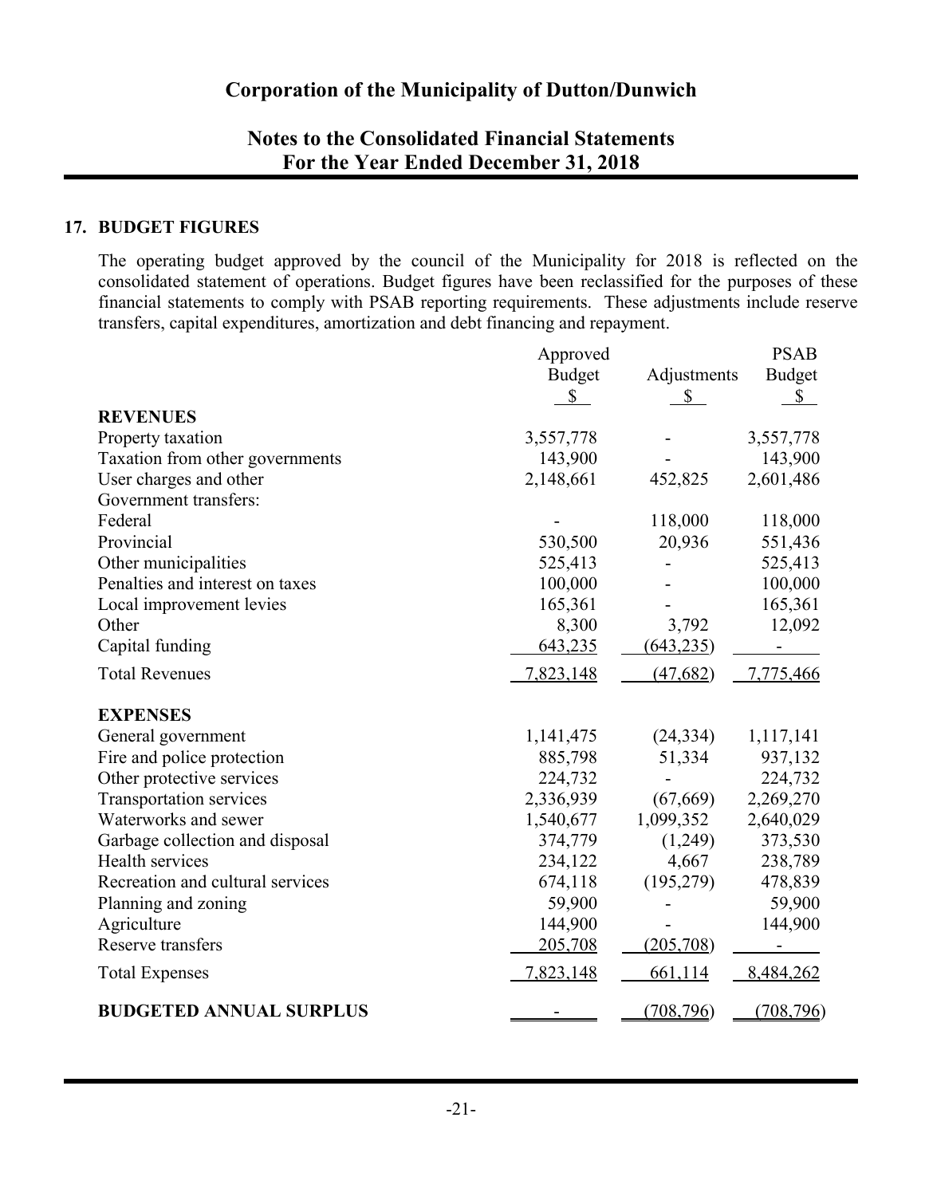# Corporation of the Municipality of Dutton/Dunwich

## Notes to the Consolidated Financial Statements For the Year Ended December 31, 2018

### 17. BUDGET FIGURES

The operating budget approved by the council of the Municipality for 2018 is reflected on the consolidated statement of operations. Budget figures have been reclassified for the purposes of these financial statements to comply with PSAB reporting requirements. These adjustments include reserve transfers, capital expenditures, amortization and debt financing and repayment.

| | Approved Budget $ | Adjustments $ | PSAB Budget $ |
|---|---|---|---|
| **REVENUES** | | | |
| Property taxation | 3,557,778 | - | 3,557,778 |
| Taxation from other governments | 143,900 | - | 143,900 |
| User charges and other | 2,148,661 | 452,825 | 2,601,486 |
| Government transfers: | | | |
| Federal | - | 118,000 | 118,000 |
| Provincial | 530,500 | 20,936 | 551,436 |
| Other municipalities | 525,413 | - | 525,413 |
| Penalties and interest on taxes | 100,000 | - | 100,000 |
| Local improvement levies | 165,361 | - | 165,361 |
| Other | 8,300 | 3,792 | 12,092 |
| Capital funding | 643,235 | (643,235) | - |
| Total Revenues | 7,823,148 | (47,682) | 7,775,466 |
| **EXPENSES** | | | |
| General government | 1,141,475 | (24,334) | 1,117,141 |
| Fire and police protection | 885,798 | 51,334 | 937,132 |
| Other protective services | 224,732 | - | 224,732 |
| Transportation services | 2,336,939 | (67,669) | 2,269,270 |
| Waterworks and sewer | 1,540,677 | 1,099,352 | 2,640,029 |
| Garbage collection and disposal | 374,779 | (1,249) | 373,530 |
| Health services | 234,122 | 4,667 | 238,789 |
| Recreation and cultural services | 674,118 | (195,279) | 478,839 |
| Planning and zoning | 59,900 | - | 59,900 |
| Agriculture | 144,900 | - | 144,900 |
| Reserve transfers | 205,708 | (205,708) | - |
| Total Expenses | 7,823,148 | 661,114 | 8,484,262 |
| **BUDGETED ANNUAL SURPLUS** | - | (708,796) | (708,796) |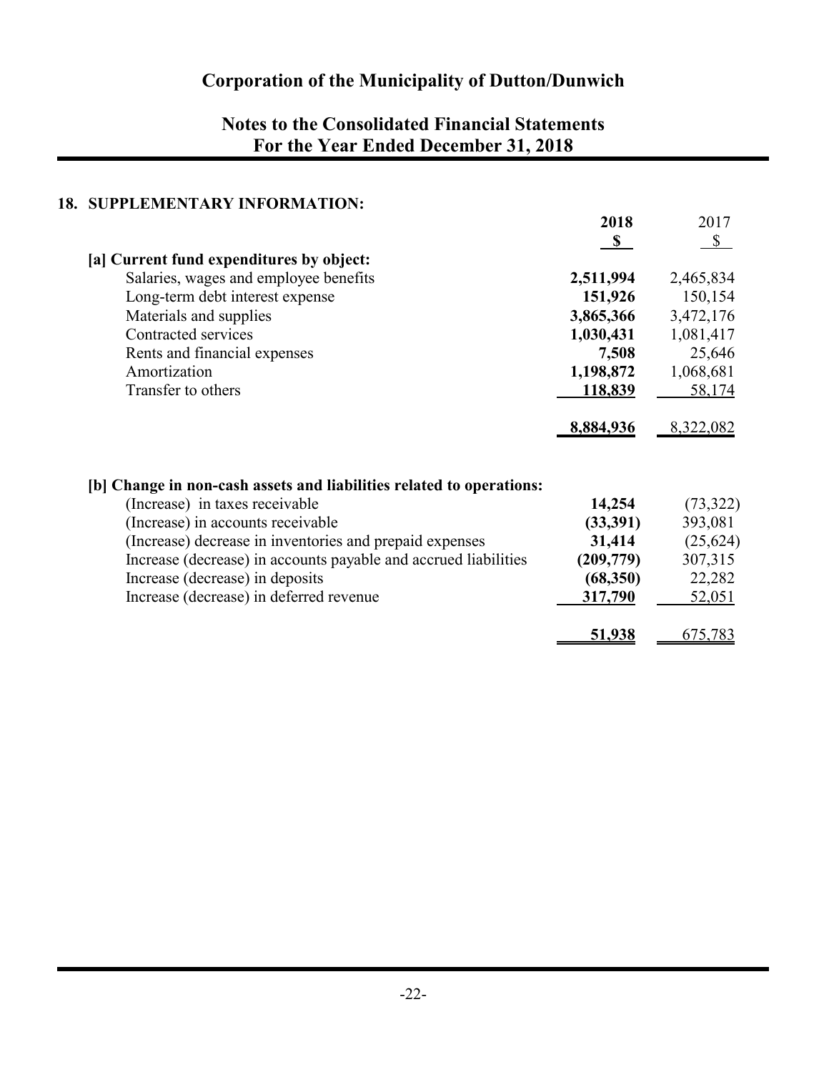# Corporation of the Municipality of Dutton/Dunwich

## Notes to the Consolidated Financial Statements
## For the Year Ended December 31, 2018

### 18. SUPPLEMENTARY INFORMATION:

| | 2018 | 2017 |
|---|---|---|
| | $ | $ |
| **[a] Current fund expenditures by object:** | | |
| Salaries, wages and employee benefits | **2,511,994** | 2,465,834 |
| Long-term debt interest expense | **151,926** | 150,154 |
| Materials and supplies | **3,865,366** | 3,472,176 |
| Contracted services | **1,030,431** | 1,081,417 |
| Rents and financial expenses | **7,508** | 25,646 |
| Amortization | **1,198,872** | 1,068,681 |
| Transfer to others | **118,839** | 58,174 |
| | **8,884,936** | 8,322,082 |
| | | |
| **[b] Change in non-cash assets and liabilities related to operations:** | | |
| (Increase) in taxes receivable | **14,254** | (73,322) |
| (Increase) in accounts receivable | **(33,391)** | 393,081 |
| (Increase) decrease in inventories and prepaid expenses | **31,414** | (25,624) |
| Increase (decrease) in accounts payable and accrued liabilities | **(209,779)** | 307,315 |
| Increase (decrease) in deposits | **(68,350)** | 22,282 |
| Increase (decrease) in deferred revenue | **317,790** | 52,051 |
| | **51,938** | 675,783 |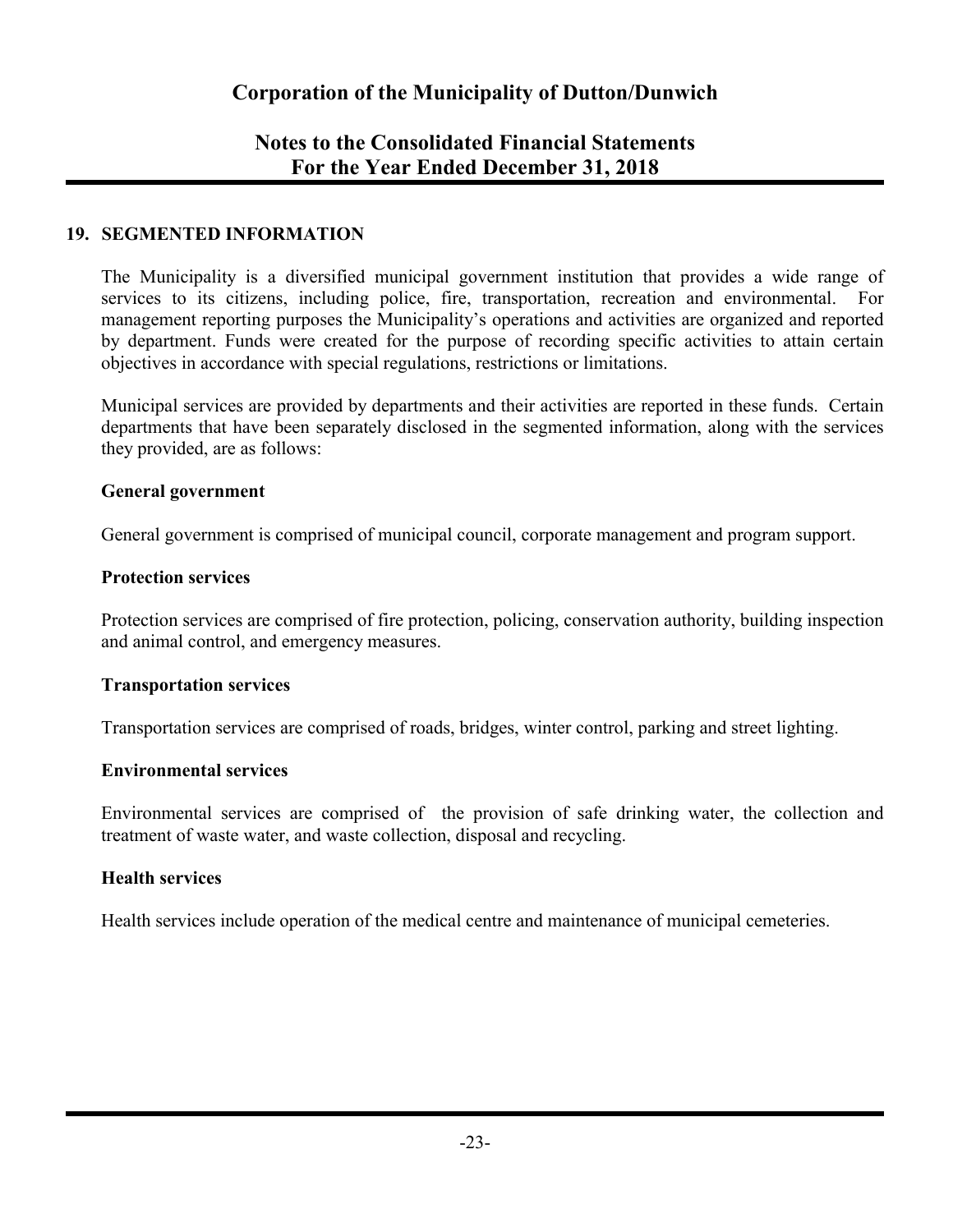## 19. SEGMENTED INFORMATION

The Municipality is a diversified municipal government institution that provides a wide range of services to its citizens, including police, fire, transportation, recreation and environmental. For management reporting purposes the Municipality's operations and activities are organized and reported by department. Funds were created for the purpose of recording specific activities to attain certain objectives in accordance with special regulations, restrictions or limitations.

Municipal services are provided by departments and their activities are reported in these funds. Certain departments that have been separately disclosed in the segmented information, along with the services they provided, are as follows:

**General government**

General government is comprised of municipal council, corporate management and program support.

**Protection services**

Protection services are comprised of fire protection, policing, conservation authority, building inspection and animal control, and emergency measures.

**Transportation services**

Transportation services are comprised of roads, bridges, winter control, parking and street lighting.

**Environmental services**

Environmental services are comprised of the provision of safe drinking water, the collection and treatment of waste water, and waste collection, disposal and recycling.

**Health services**

Health services include operation of the medical centre and maintenance of municipal cemeteries.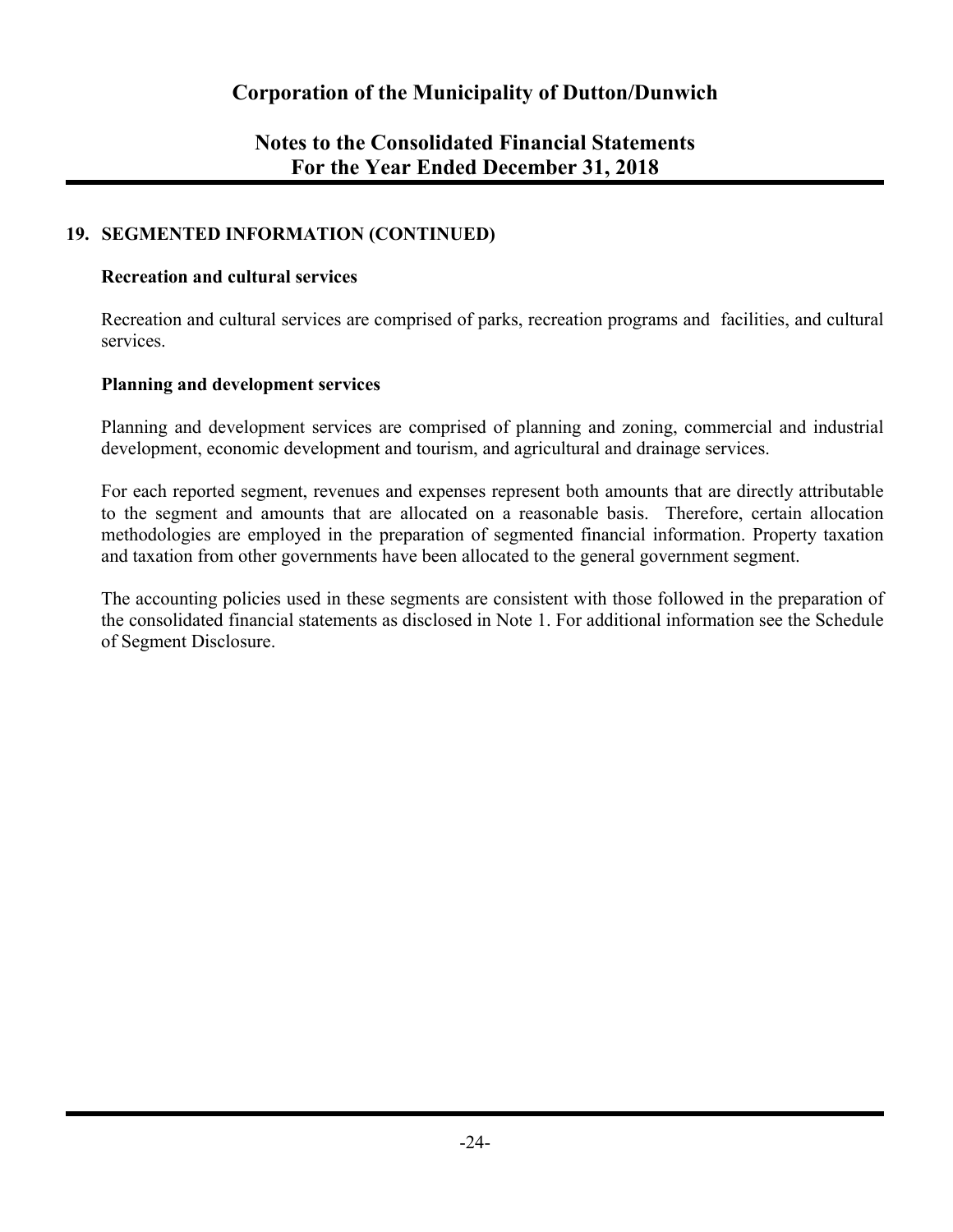## 19. SEGMENTED INFORMATION (CONTINUED)

### Recreation and cultural services

Recreation and cultural services are comprised of parks, recreation programs and facilities, and cultural services.

### Planning and development services

Planning and development services are comprised of planning and zoning, commercial and industrial development, economic development and tourism, and agricultural and drainage services.

For each reported segment, revenues and expenses represent both amounts that are directly attributable to the segment and amounts that are allocated on a reasonable basis. Therefore, certain allocation methodologies are employed in the preparation of segmented financial information. Property taxation and taxation from other governments have been allocated to the general government segment.

The accounting policies used in these segments are consistent with those followed in the preparation of the consolidated financial statements as disclosed in Note 1. For additional information see the Schedule of Segment Disclosure.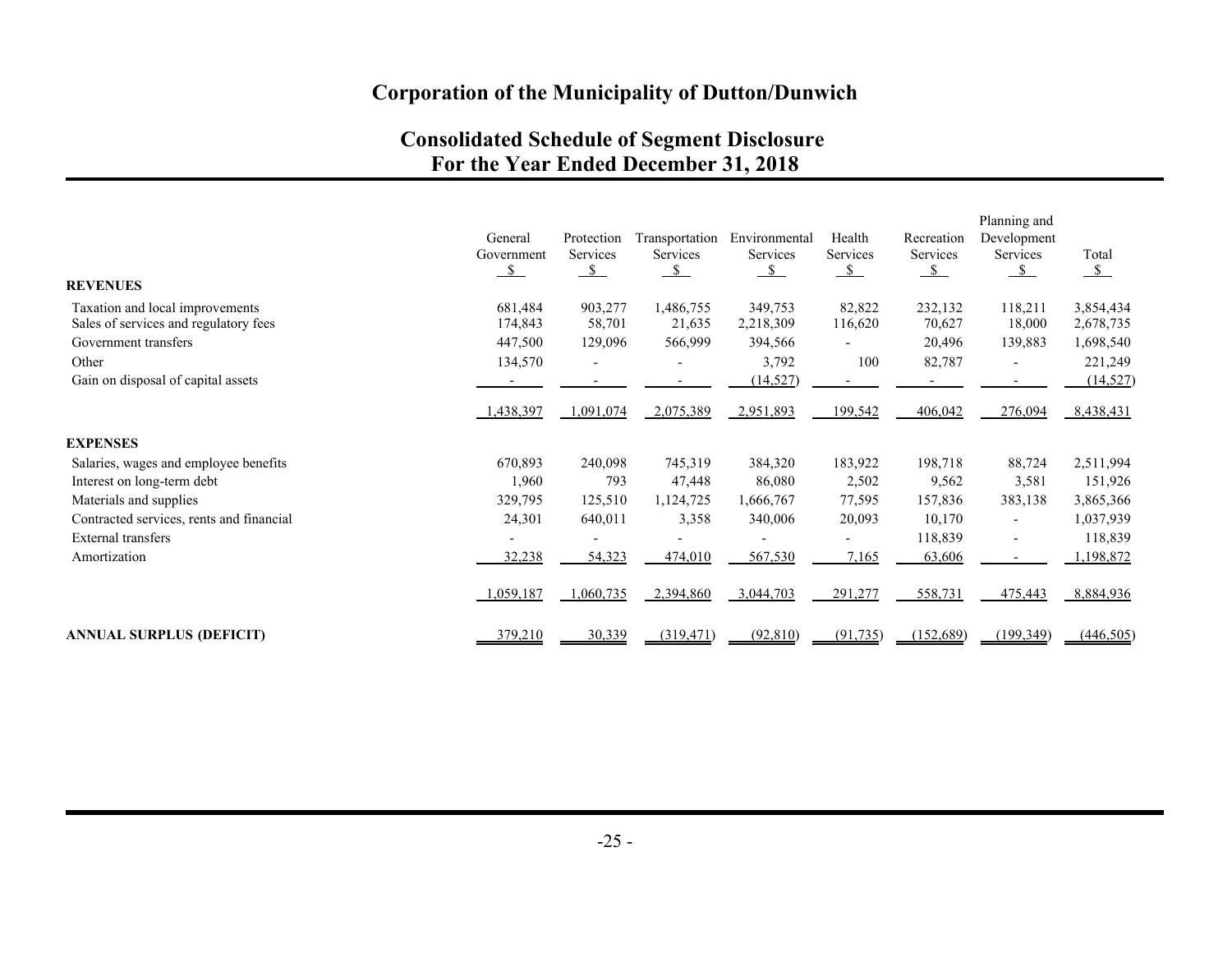# Corporation of the Municipality of Dutton/Dunwich

## Consolidated Schedule of Segment Disclosure
## For the Year Ended December 31, 2018

| | General Government | Protection Services | Transportation Services | Environmental Services | Health Services | Recreation Services | Planning and Development Services | Total |
|---|---|---|---|---|---|---|---|---|
| | $ | $ | $ | $ | $ | $ | $ | $ |
| **REVENUES** | | | | | | | | |
| Taxation and local improvements | 681,484 | 903,277 | 1,486,755 | 349,753 | 82,822 | 232,132 | 118,211 | 3,854,434 |
| Sales of services and regulatory fees | 174,843 | 58,701 | 21,635 | 2,218,309 | 116,620 | 70,627 | 18,000 | 2,678,735 |
| Government transfers | 447,500 | 129,096 | 566,999 | 394,566 | - | 20,496 | 139,883 | 1,698,540 |
| Other | 134,570 | - | - | 3,792 | 100 | 82,787 | - | 221,249 |
| Gain on disposal of capital assets | - | - | - | (14,527) | - | - | - | (14,527) |
| | 1,438,397 | 1,091,074 | 2,075,389 | 2,951,893 | 199,542 | 406,042 | 276,094 | 8,438,431 |
| **EXPENSES** | | | | | | | | |
| Salaries, wages and employee benefits | 670,893 | 240,098 | 745,319 | 384,320 | 183,922 | 198,718 | 88,724 | 2,511,994 |
| Interest on long-term debt | 1,960 | 793 | 47,448 | 86,080 | 2,502 | 9,562 | 3,581 | 151,926 |
| Materials and supplies | 329,795 | 125,510 | 1,124,725 | 1,666,767 | 77,595 | 157,836 | 383,138 | 3,865,366 |
| Contracted services, rents and financial | 24,301 | 640,011 | 3,358 | 340,006 | 20,093 | 10,170 | - | 1,037,939 |
| External transfers | - | - | - | - | - | 118,839 | - | 118,839 |
| Amortization | 32,238 | 54,323 | 474,010 | 567,530 | 7,165 | 63,606 | - | 1,198,872 |
| | 1,059,187 | 1,060,735 | 2,394,860 | 3,044,703 | 291,277 | 558,731 | 475,443 | 8,884,936 |
| **ANNUAL SURPLUS (DEFICIT)** | 379,210 | 30,339 | (319,471) | (92,810) | (91,735) | (152,689) | (199,349) | (446,505) |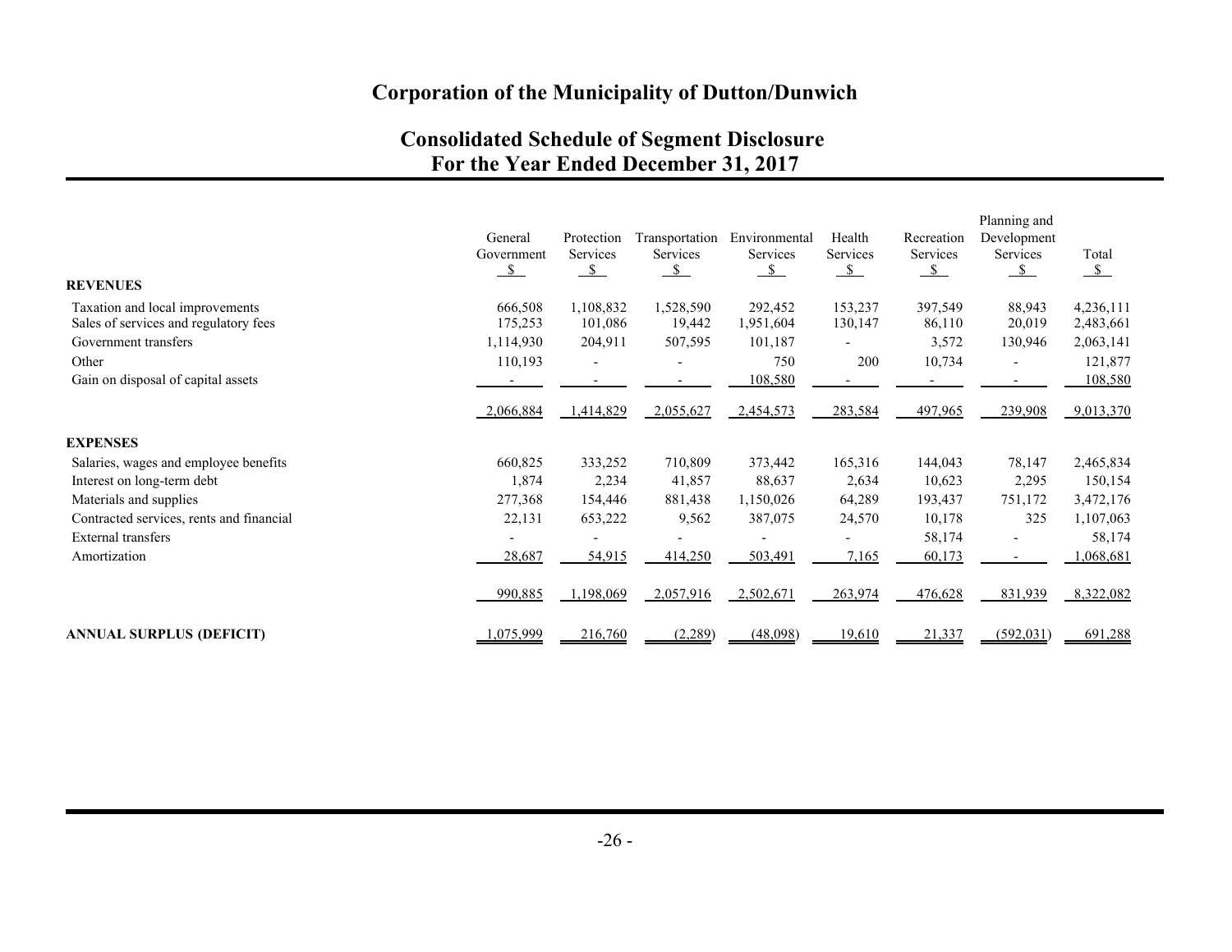# Corporation of the Municipality of Dutton/Dunwich

## Consolidated Schedule of Segment Disclosure
## For the Year Ended December 31, 2017

| | General Government | Protection Services | Transportation Services | Environmental Services | Health Services | Recreation Services | Planning and Development Services | Total |
|---|---|---|---|---|---|---|---|---|
| | $ | $ | $ | $ | $ | $ | $ | $ |
| **REVENUES** | | | | | | | | |
| Taxation and local improvements | 666,508 | 1,108,832 | 1,528,590 | 292,452 | 153,237 | 397,549 | 88,943 | 4,236,111 |
| Sales of services and regulatory fees | 175,253 | 101,086 | 19,442 | 1,951,604 | 130,147 | 86,110 | 20,019 | 2,483,661 |
| Government transfers | 1,114,930 | 204,911 | 507,595 | 101,187 | - | 3,572 | 130,946 | 2,063,141 |
| Other | 110,193 | - | - | 750 | 200 | 10,734 | - | 121,877 |
| Gain on disposal of capital assets | - | - | - | 108,580 | - | - | - | 108,580 |
| | 2,066,884 | 1,414,829 | 2,055,627 | 2,454,573 | 283,584 | 497,965 | 239,908 | 9,013,370 |
| **EXPENSES** | | | | | | | | |
| Salaries, wages and employee benefits | 660,825 | 333,252 | 710,809 | 373,442 | 165,316 | 144,043 | 78,147 | 2,465,834 |
| Interest on long-term debt | 1,874 | 2,234 | 41,857 | 88,637 | 2,634 | 10,623 | 2,295 | 150,154 |
| Materials and supplies | 277,368 | 154,446 | 881,438 | 1,150,026 | 64,289 | 193,437 | 751,172 | 3,472,176 |
| Contracted services, rents and financial | 22,131 | 653,222 | 9,562 | 387,075 | 24,570 | 10,178 | 325 | 1,107,063 |
| External transfers | - | - | - | - | - | 58,174 | - | 58,174 |
| Amortization | 28,687 | 54,915 | 414,250 | 503,491 | 7,165 | 60,173 | - | 1,068,681 |
| | 990,885 | 1,198,069 | 2,057,916 | 2,502,671 | 263,974 | 476,628 | 831,939 | 8,322,082 |
| **ANNUAL SURPLUS (DEFICIT)** | 1,075,999 | 216,760 | (2,289) | (48,098) | 19,610 | 21,337 | (592,031) | 691,288 |